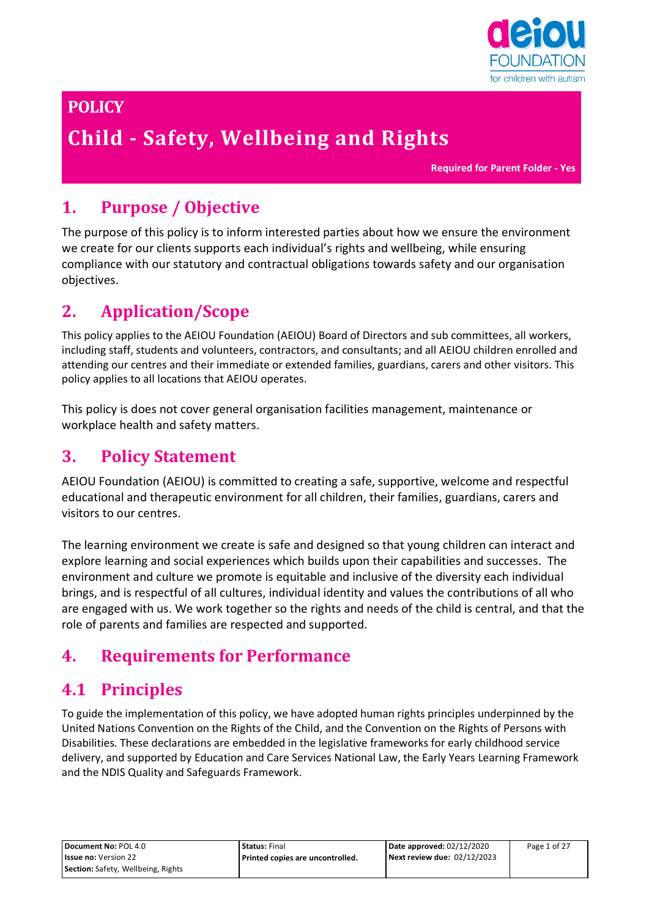**POLICY**

# Child - Safety, Wellbeing and Rights

**Required for Parent Folder - Yes**

## 1. Purpose / Objective

The purpose of this policy is to inform interested parties about how we ensure the environment we create for our clients supports each individual's rights and wellbeing, while ensuring compliance with our statutory and contractual obligations towards safety and our organisation objectives.

## 2. Application/Scope

This policy applies to the AEIOU Foundation (AEIOU) Board of Directors and sub committees, all workers, including staff, students and volunteers, contractors, and consultants; and all AEIOU children enrolled and attending our centres and their immediate or extended families, guardians, carers and other visitors. This policy applies to all locations that AEIOU operates.

This policy is does not cover general organisation facilities management, maintenance or workplace health and safety matters.

## 3. Policy Statement

AEIOU Foundation (AEIOU) is committed to creating a safe, supportive, welcome and respectful educational and therapeutic environment for all children, their families, guardians, carers and visitors to our centres.

The learning environment we create is safe and designed so that young children can interact and explore learning and social experiences which builds upon their capabilities and successes. The environment and culture we promote is equitable and inclusive of the diversity each individual brings, and is respectful of all cultures, individual identity and values the contributions of all who are engaged with us. We work together so the rights and needs of the child is central, and that the role of parents and families are respected and supported.

## 4. Requirements for Performance

## 4.1 Principles

To guide the implementation of this policy, we have adopted human rights principles underpinned by the United Nations Convention on the Rights of the Child, and the Convention on the Rights of Persons with Disabilities. These declarations are embedded in the legislative frameworks for early childhood service delivery, and supported by Education and Care Services National Law, the Early Years Learning Framework and the NDIS Quality and Safeguards Framework.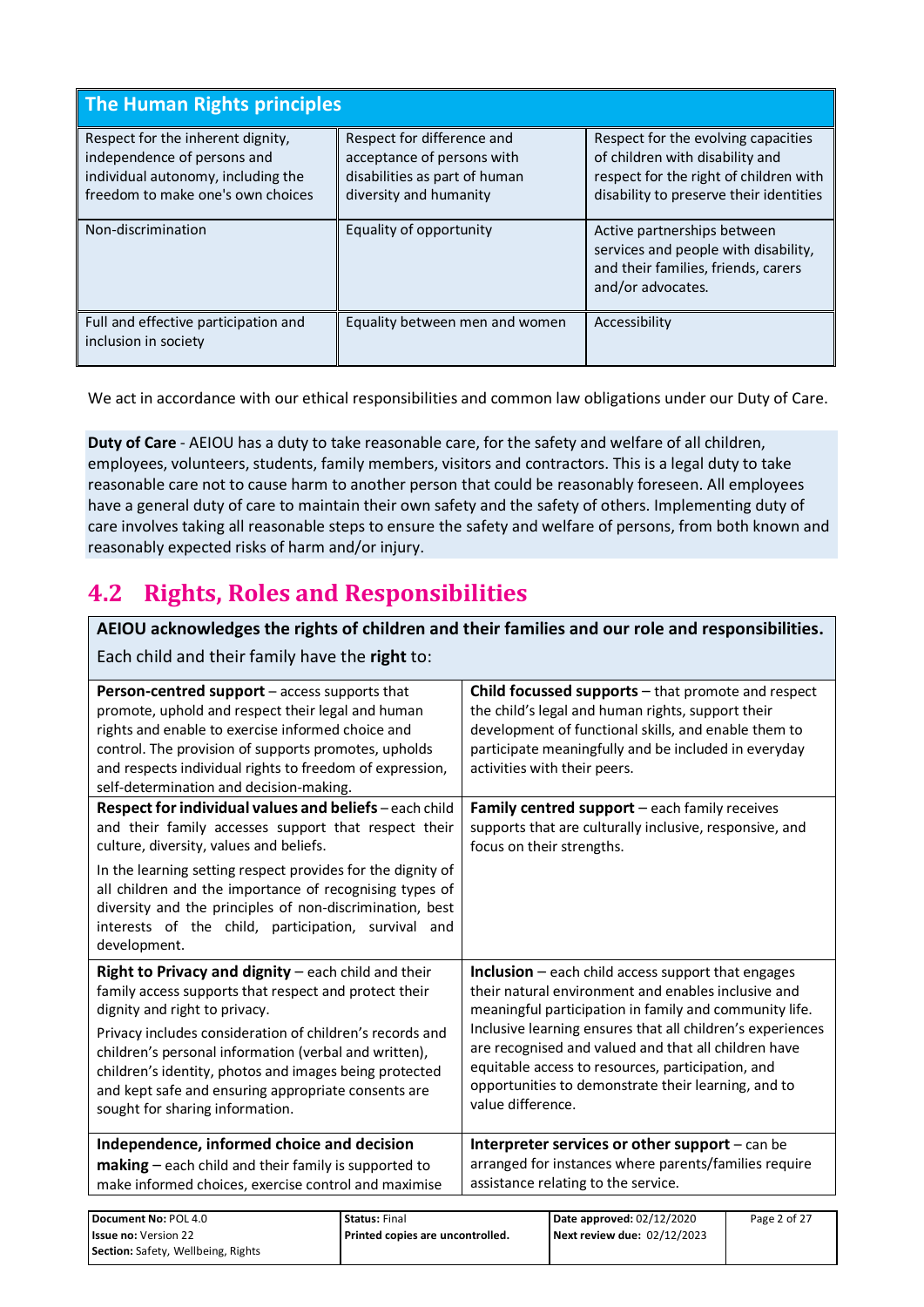| The Human Rights principles | | |
|---|---|---|
| Respect for the inherent dignity, independence of persons and individual autonomy, including the freedom to make one's own choices | Respect for difference and acceptance of persons with disabilities as part of human diversity and humanity | Respect for the evolving capacities of children with disability and respect for the right of children with disability to preserve their identities |
| Non-discrimination | Equality of opportunity | Active partnerships between services and people with disability, and their families, friends, carers and/or advocates. |
| Full and effective participation and inclusion in society | Equality between men and women | Accessibility |

We act in accordance with our ethical responsibilities and common law obligations under our Duty of Care.

**Duty of Care** - AEIOU has a duty to take reasonable care, for the safety and welfare of all children, employees, volunteers, students, family members, visitors and contractors. This is a legal duty to take reasonable care not to cause harm to another person that could be reasonably foreseen. All employees have a general duty of care to maintain their own safety and the safety of others. Implementing duty of care involves taking all reasonable steps to ensure the safety and welfare of persons, from both known and reasonably expected risks of harm and/or injury.

## 4.2 Rights, Roles and Responsibilities

| **AEIOU acknowledges the rights of children and their families and our role and responsibilities.** Each child and their family have the **right** to: | |
|---|---|
| **Person-centred support** – access supports that promote, uphold and respect their legal and human rights and enable to exercise informed choice and control. The provision of supports promotes, upholds and respects individual rights to freedom of expression, self-determination and decision-making. | **Child focussed supports** – that promote and respect the child's legal and human rights, support their development of functional skills, and enable them to participate meaningfully and be included in everyday activities with their peers. |
| **Respect for individual values and beliefs** – each child and their family accesses support that respect their culture, diversity, values and beliefs. In the learning setting respect provides for the dignity of all children and the importance of recognising types of diversity and the principles of non-discrimination, best interests of the child, participation, survival and development. | **Family centred support** – each family receives supports that are culturally inclusive, responsive, and focus on their strengths. |
| **Right to Privacy and dignity** – each child and their family access supports that respect and protect their dignity and right to privacy. Privacy includes consideration of children's records and children's personal information (verbal and written), children's identity, photos and images being protected and kept safe and ensuring appropriate consents are sought for sharing information. | **Inclusion** – each child access support that engages their natural environment and enables inclusive and meaningful participation in family and community life. Inclusive learning ensures that all children's experiences are recognised and valued and that all children have equitable access to resources, participation, and opportunities to demonstrate their learning, and to value difference. |
| **Independence, informed choice and decision making** – each child and their family is supported to make informed choices, exercise control and maximise | **Interpreter services or other support** – can be arranged for instances where parents/families require assistance relating to the service. |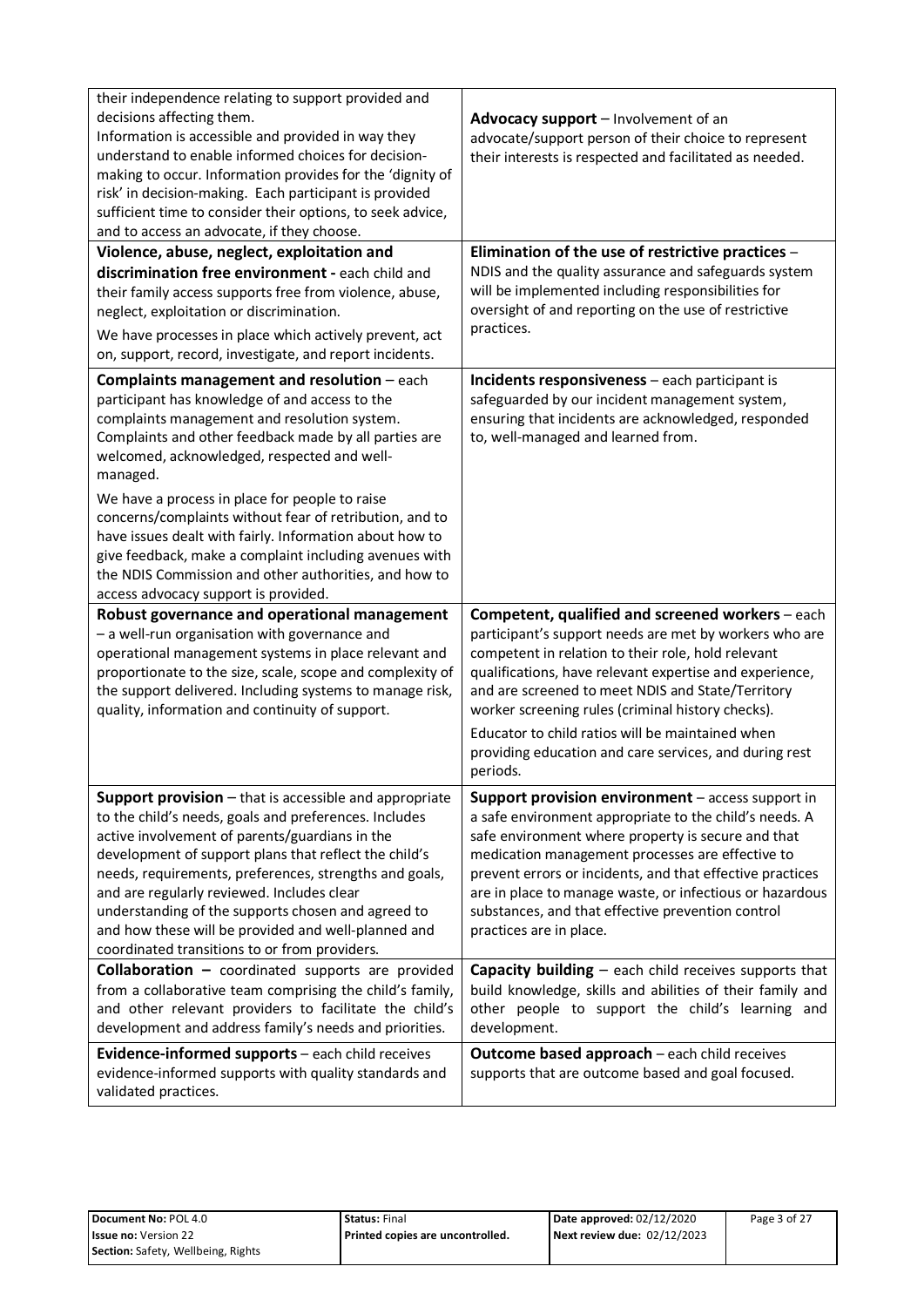| | |
|---|---|
| their independence relating to support provided and decisions affecting them.<br>Information is accessible and provided in way they understand to enable informed choices for decision-making to occur. Information provides for the 'dignity of risk' in decision-making. Each participant is provided sufficient time to consider their options, to seek advice, and to access an advocate, if they choose. | **Advocacy support** – Involvement of an advocate/support person of their choice to represent their interests is respected and facilitated as needed. |
| **Violence, abuse, neglect, exploitation and discrimination free environment -** each child and their family access supports free from violence, abuse, neglect, exploitation or discrimination.<br>We have processes in place which actively prevent, act on, support, record, investigate, and report incidents. | **Elimination of the use of restrictive practices** – NDIS and the quality assurance and safeguards system will be implemented including responsibilities for oversight of and reporting on the use of restrictive practices. |
| **Complaints management and resolution** – each participant has knowledge of and access to the complaints management and resolution system. Complaints and other feedback made by all parties are welcomed, acknowledged, respected and well-managed.<br>We have a process in place for people to raise concerns/complaints without fear of retribution, and to have issues dealt with fairly. Information about how to give feedback, make a complaint including avenues with the NDIS Commission and other authorities, and how to access advocacy support is provided. | **Incidents responsiveness** – each participant is safeguarded by our incident management system, ensuring that incidents are acknowledged, responded to, well-managed and learned from. |
| **Robust governance and operational management** – a well-run organisation with governance and operational management systems in place relevant and proportionate to the size, scale, scope and complexity of the support delivered. Including systems to manage risk, quality, information and continuity of support. | **Competent, qualified and screened workers** – each participant's support needs are met by workers who are competent in relation to their role, hold relevant qualifications, have relevant expertise and experience, and are screened to meet NDIS and State/Territory worker screening rules (criminal history checks).<br>Educator to child ratios will be maintained when providing education and care services, and during rest periods. |
| **Support provision** – that is accessible and appropriate to the child's needs, goals and preferences. Includes active involvement of parents/guardians in the development of support plans that reflect the child's needs, requirements, preferences, strengths and goals, and are regularly reviewed. Includes clear understanding of the supports chosen and agreed to and how these will be provided and well-planned and coordinated transitions to or from providers. | **Support provision environment** – access support in a safe environment appropriate to the child's needs. A safe environment where property is secure and that medication management processes are effective to prevent errors or incidents, and that effective practices are in place to manage waste, or infectious or hazardous substances, and that effective prevention control practices are in place. |
| **Collaboration –** coordinated supports are provided from a collaborative team comprising the child's family, and other relevant providers to facilitate the child's development and address family's needs and priorities. | **Capacity building** – each child receives supports that build knowledge, skills and abilities of their family and other people to support the child's learning and development. |
| **Evidence-informed supports** – each child receives evidence-informed supports with quality standards and validated practices. | **Outcome based approach** – each child receives supports that are outcome based and goal focused. |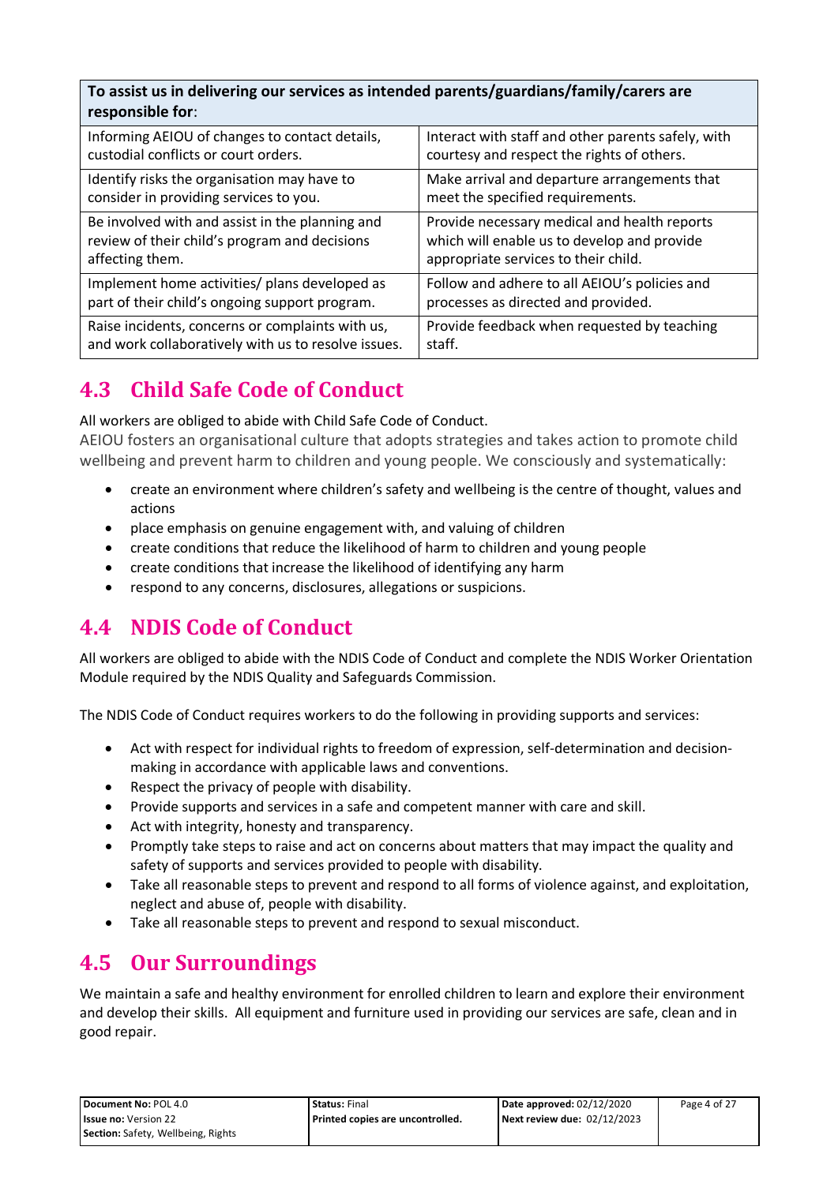| To assist us in delivering our services as intended parents/guardians/family/carers are responsible for: | |
|---|---|
| Informing AEIOU of changes to contact details, custodial conflicts or court orders. | Interact with staff and other parents safely, with courtesy and respect the rights of others. |
| Identify risks the organisation may have to consider in providing services to you. | Make arrival and departure arrangements that meet the specified requirements. |
| Be involved with and assist in the planning and review of their child's program and decisions affecting them. | Provide necessary medical and health reports which will enable us to develop and provide appropriate services to their child. |
| Implement home activities/ plans developed as part of their child's ongoing support program. | Follow and adhere to all AEIOU's policies and processes as directed and provided. |
| Raise incidents, concerns or complaints with us, and work collaboratively with us to resolve issues. | Provide feedback when requested by teaching staff. |

## 4.3 Child Safe Code of Conduct

All workers are obliged to abide with Child Safe Code of Conduct.

AEIOU fosters an organisational culture that adopts strategies and takes action to promote child wellbeing and prevent harm to children and young people. We consciously and systematically:

- create an environment where children's safety and wellbeing is the centre of thought, values and actions
- place emphasis on genuine engagement with, and valuing of children
- create conditions that reduce the likelihood of harm to children and young people
- create conditions that increase the likelihood of identifying any harm
- respond to any concerns, disclosures, allegations or suspicions.

## 4.4 NDIS Code of Conduct

All workers are obliged to abide with the NDIS Code of Conduct and complete the NDIS Worker Orientation Module required by the NDIS Quality and Safeguards Commission.

The NDIS Code of Conduct requires workers to do the following in providing supports and services:

- Act with respect for individual rights to freedom of expression, self-determination and decision-making in accordance with applicable laws and conventions.
- Respect the privacy of people with disability.
- Provide supports and services in a safe and competent manner with care and skill.
- Act with integrity, honesty and transparency.
- Promptly take steps to raise and act on concerns about matters that may impact the quality and safety of supports and services provided to people with disability.
- Take all reasonable steps to prevent and respond to all forms of violence against, and exploitation, neglect and abuse of, people with disability.
- Take all reasonable steps to prevent and respond to sexual misconduct.

## 4.5 Our Surroundings

We maintain a safe and healthy environment for enrolled children to learn and explore their environment and develop their skills. All equipment and furniture used in providing our services are safe, clean and in good repair.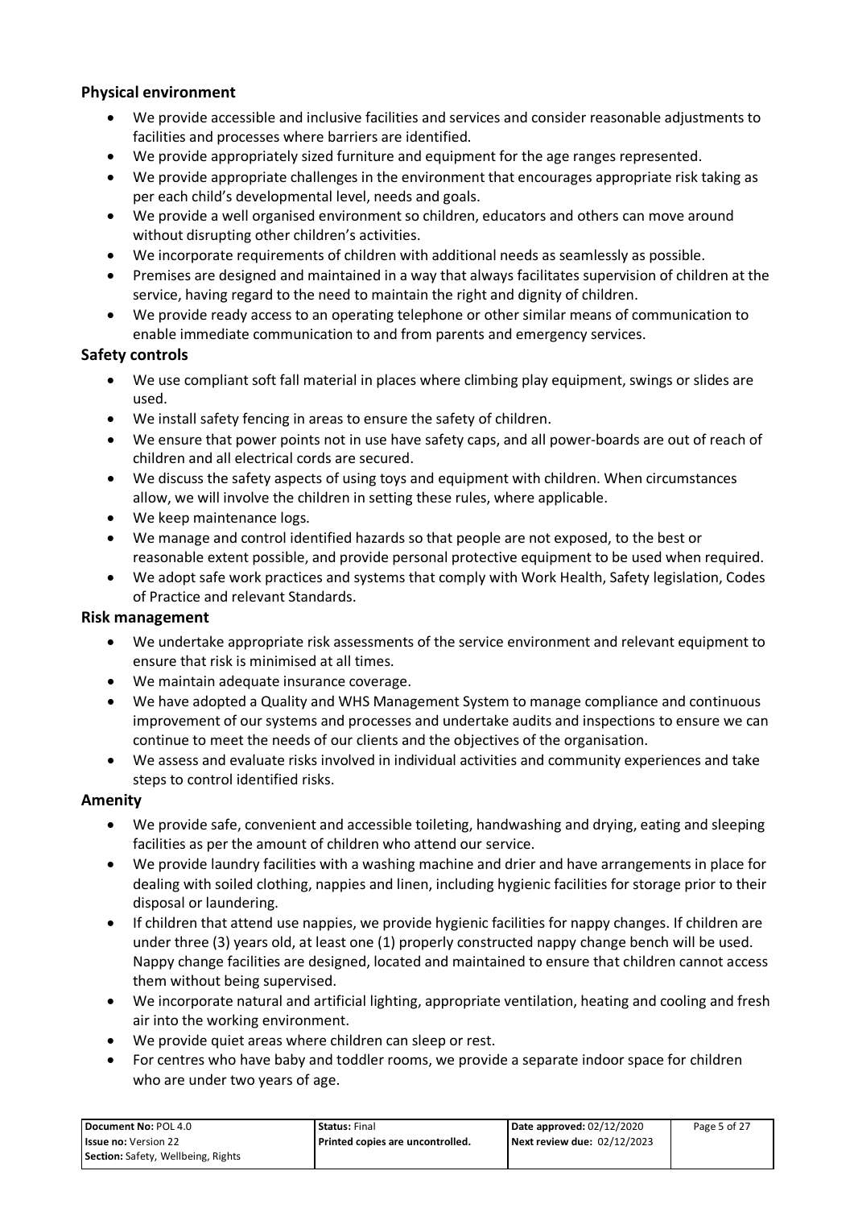### Physical environment

- We provide accessible and inclusive facilities and services and consider reasonable adjustments to facilities and processes where barriers are identified.
- We provide appropriately sized furniture and equipment for the age ranges represented.
- We provide appropriate challenges in the environment that encourages appropriate risk taking as per each child's developmental level, needs and goals.
- We provide a well organised environment so children, educators and others can move around without disrupting other children's activities.
- We incorporate requirements of children with additional needs as seamlessly as possible.
- Premises are designed and maintained in a way that always facilitates supervision of children at the service, having regard to the need to maintain the right and dignity of children.
- We provide ready access to an operating telephone or other similar means of communication to enable immediate communication to and from parents and emergency services.

### Safety controls

- We use compliant soft fall material in places where climbing play equipment, swings or slides are used.
- We install safety fencing in areas to ensure the safety of children.
- We ensure that power points not in use have safety caps, and all power-boards are out of reach of children and all electrical cords are secured.
- We discuss the safety aspects of using toys and equipment with children. When circumstances allow, we will involve the children in setting these rules, where applicable.
- We keep maintenance logs.
- We manage and control identified hazards so that people are not exposed, to the best or reasonable extent possible, and provide personal protective equipment to be used when required.
- We adopt safe work practices and systems that comply with Work Health, Safety legislation, Codes of Practice and relevant Standards.

### Risk management

- We undertake appropriate risk assessments of the service environment and relevant equipment to ensure that risk is minimised at all times.
- We maintain adequate insurance coverage.
- We have adopted a Quality and WHS Management System to manage compliance and continuous improvement of our systems and processes and undertake audits and inspections to ensure we can continue to meet the needs of our clients and the objectives of the organisation.
- We assess and evaluate risks involved in individual activities and community experiences and take steps to control identified risks.

### Amenity

- We provide safe, convenient and accessible toileting, handwashing and drying, eating and sleeping facilities as per the amount of children who attend our service.
- We provide laundry facilities with a washing machine and drier and have arrangements in place for dealing with soiled clothing, nappies and linen, including hygienic facilities for storage prior to their disposal or laundering.
- If children that attend use nappies, we provide hygienic facilities for nappy changes. If children are under three (3) years old, at least one (1) properly constructed nappy change bench will be used. Nappy change facilities are designed, located and maintained to ensure that children cannot access them without being supervised.
- We incorporate natural and artificial lighting, appropriate ventilation, heating and cooling and fresh air into the working environment.
- We provide quiet areas where children can sleep or rest.
- For centres who have baby and toddler rooms, we provide a separate indoor space for children who are under two years of age.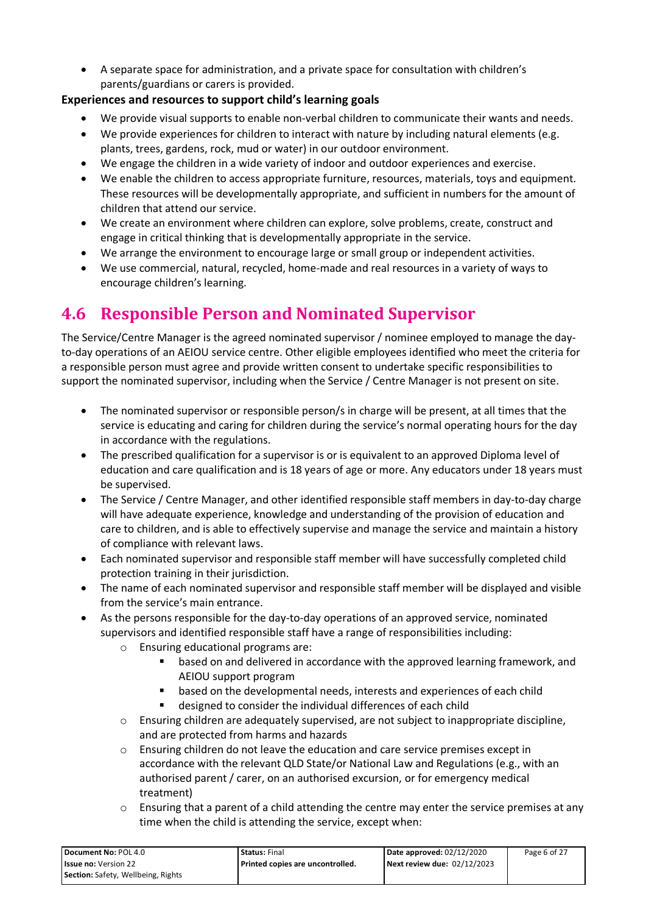- A separate space for administration, and a private space for consultation with children's parents/guardians or carers is provided.

**Experiences and resources to support child's learning goals**

- We provide visual supports to enable non-verbal children to communicate their wants and needs.
- We provide experiences for children to interact with nature by including natural elements (e.g. plants, trees, gardens, rock, mud or water) in our outdoor environment.
- We engage the children in a wide variety of indoor and outdoor experiences and exercise.
- We enable the children to access appropriate furniture, resources, materials, toys and equipment. These resources will be developmentally appropriate, and sufficient in numbers for the amount of children that attend our service.
- We create an environment where children can explore, solve problems, create, construct and engage in critical thinking that is developmentally appropriate in the service.
- We arrange the environment to encourage large or small group or independent activities.
- We use commercial, natural, recycled, home-made and real resources in a variety of ways to encourage children's learning.

## 4.6 Responsible Person and Nominated Supervisor

The Service/Centre Manager is the agreed nominated supervisor / nominee employed to manage the day-to-day operations of an AEIOU service centre. Other eligible employees identified who meet the criteria for a responsible person must agree and provide written consent to undertake specific responsibilities to support the nominated supervisor, including when the Service / Centre Manager is not present on site.

- The nominated supervisor or responsible person/s in charge will be present, at all times that the service is educating and caring for children during the service's normal operating hours for the day in accordance with the regulations.
- The prescribed qualification for a supervisor is or is equivalent to an approved Diploma level of education and care qualification and is 18 years of age or more. Any educators under 18 years must be supervised.
- The Service / Centre Manager, and other identified responsible staff members in day-to-day charge will have adequate experience, knowledge and understanding of the provision of education and care to children, and is able to effectively supervise and manage the service and maintain a history of compliance with relevant laws.
- Each nominated supervisor and responsible staff member will have successfully completed child protection training in their jurisdiction.
- The name of each nominated supervisor and responsible staff member will be displayed and visible from the service's main entrance.
- As the persons responsible for the day-to-day operations of an approved service, nominated supervisors and identified responsible staff have a range of responsibilities including:
  - Ensuring educational programs are:
    - based on and delivered in accordance with the approved learning framework, and AEIOU support program
    - based on the developmental needs, interests and experiences of each child
    - designed to consider the individual differences of each child
  - Ensuring children are adequately supervised, are not subject to inappropriate discipline, and are protected from harms and hazards
  - Ensuring children do not leave the education and care service premises except in accordance with the relevant QLD State/or National Law and Regulations (e.g., with an authorised parent / carer, on an authorised excursion, or for emergency medical treatment)
  - Ensuring that a parent of a child attending the centre may enter the service premises at any time when the child is attending the service, except when: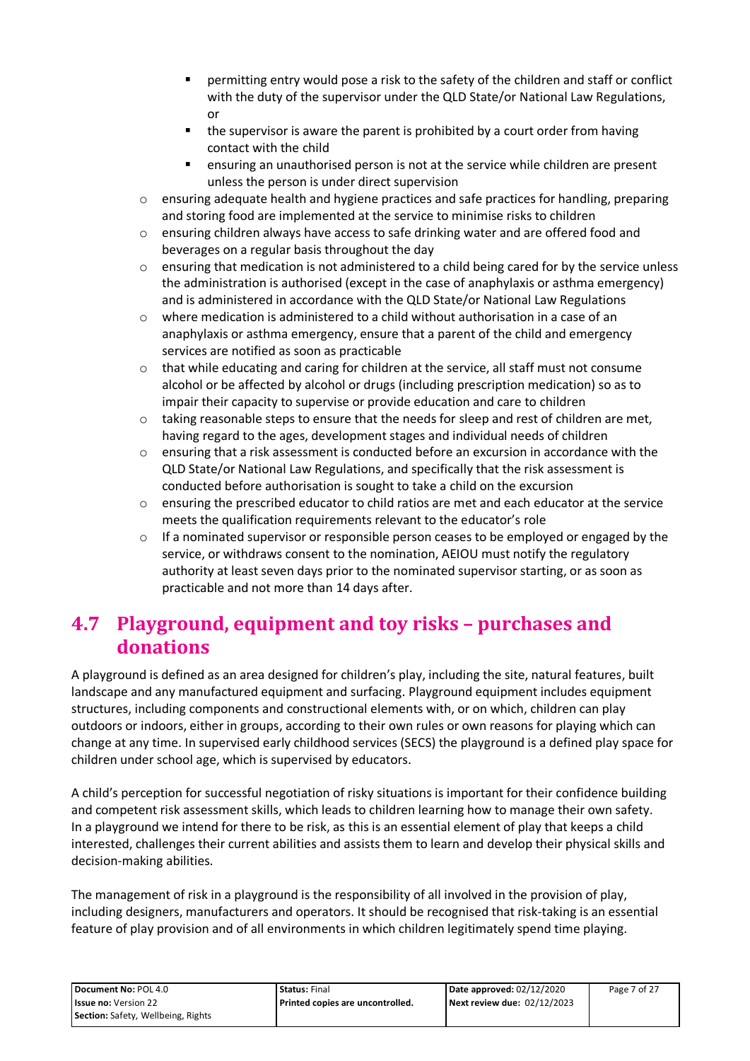- permitting entry would pose a risk to the safety of the children and staff or conflict with the duty of the supervisor under the QLD State/or National Law Regulations, or
    - the supervisor is aware the parent is prohibited by a court order from having contact with the child
    - ensuring an unauthorised person is not at the service while children are present unless the person is under direct supervision
  - ensuring adequate health and hygiene practices and safe practices for handling, preparing and storing food are implemented at the service to minimise risks to children
  - ensuring children always have access to safe drinking water and are offered food and beverages on a regular basis throughout the day
  - ensuring that medication is not administered to a child being cared for by the service unless the administration is authorised (except in the case of anaphylaxis or asthma emergency) and is administered in accordance with the QLD State/or National Law Regulations
  - where medication is administered to a child without authorisation in a case of an anaphylaxis or asthma emergency, ensure that a parent of the child and emergency services are notified as soon as practicable
  - that while educating and caring for children at the service, all staff must not consume alcohol or be affected by alcohol or drugs (including prescription medication) so as to impair their capacity to supervise or provide education and care to children
  - taking reasonable steps to ensure that the needs for sleep and rest of children are met, having regard to the ages, development stages and individual needs of children
  - ensuring that a risk assessment is conducted before an excursion in accordance with the QLD State/or National Law Regulations, and specifically that the risk assessment is conducted before authorisation is sought to take a child on the excursion
  - ensuring the prescribed educator to child ratios are met and each educator at the service meets the qualification requirements relevant to the educator's role
  - If a nominated supervisor or responsible person ceases to be employed or engaged by the service, or withdraws consent to the nomination, AEIOU must notify the regulatory authority at least seven days prior to the nominated supervisor starting, or as soon as practicable and not more than 14 days after.

## 4.7 Playground, equipment and toy risks – purchases and donations

A playground is defined as an area designed for children's play, including the site, natural features, built landscape and any manufactured equipment and surfacing. Playground equipment includes equipment structures, including components and constructional elements with, or on which, children can play outdoors or indoors, either in groups, according to their own rules or own reasons for playing which can change at any time. In supervised early childhood services (SECS) the playground is a defined play space for children under school age, which is supervised by educators.

A child's perception for successful negotiation of risky situations is important for their confidence building and competent risk assessment skills, which leads to children learning how to manage their own safety. In a playground we intend for there to be risk, as this is an essential element of play that keeps a child interested, challenges their current abilities and assists them to learn and develop their physical skills and decision-making abilities.

The management of risk in a playground is the responsibility of all involved in the provision of play, including designers, manufacturers and operators. It should be recognised that risk-taking is an essential feature of play provision and of all environments in which children legitimately spend time playing.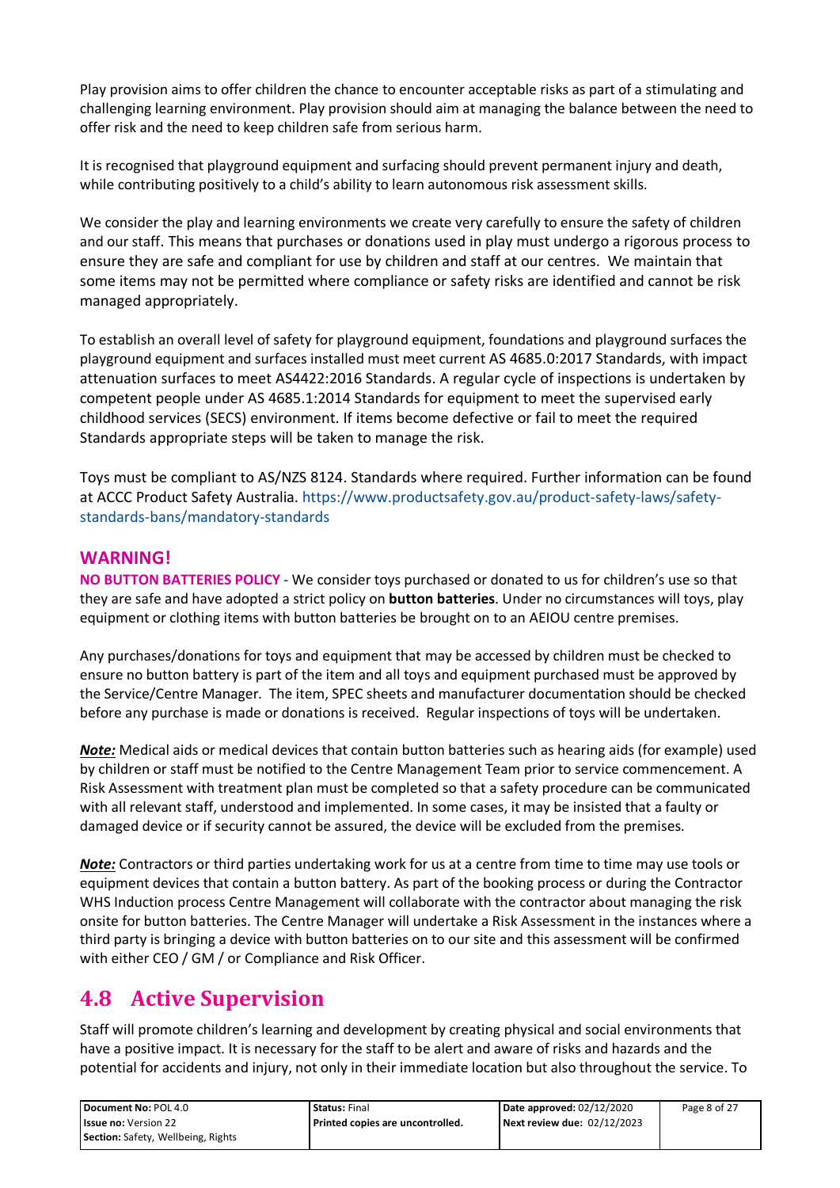Play provision aims to offer children the chance to encounter acceptable risks as part of a stimulating and challenging learning environment. Play provision should aim at managing the balance between the need to offer risk and the need to keep children safe from serious harm.

It is recognised that playground equipment and surfacing should prevent permanent injury and death, while contributing positively to a child's ability to learn autonomous risk assessment skills.

We consider the play and learning environments we create very carefully to ensure the safety of children and our staff. This means that purchases or donations used in play must undergo a rigorous process to ensure they are safe and compliant for use by children and staff at our centres. We maintain that some items may not be permitted where compliance or safety risks are identified and cannot be risk managed appropriately.

To establish an overall level of safety for playground equipment, foundations and playground surfaces the playground equipment and surfaces installed must meet current AS 4685.0:2017 Standards, with impact attenuation surfaces to meet AS4422:2016 Standards. A regular cycle of inspections is undertaken by competent people under AS 4685.1:2014 Standards for equipment to meet the supervised early childhood services (SECS) environment. If items become defective or fail to meet the required Standards appropriate steps will be taken to manage the risk.

Toys must be compliant to AS/NZS 8124. Standards where required. Further information can be found at ACCC Product Safety Australia. https://www.productsafety.gov.au/product-safety-laws/safety-standards-bans/mandatory-standards

### WARNING!

**NO BUTTON BATTERIES POLICY** - We consider toys purchased or donated to us for children's use so that they are safe and have adopted a strict policy on **button batteries**. Under no circumstances will toys, play equipment or clothing items with button batteries be brought on to an AEIOU centre premises.

Any purchases/donations for toys and equipment that may be accessed by children must be checked to ensure no button battery is part of the item and all toys and equipment purchased must be approved by the Service/Centre Manager. The item, SPEC sheets and manufacturer documentation should be checked before any purchase is made or donations is received. Regular inspections of toys will be undertaken.

***Note:*** Medical aids or medical devices that contain button batteries such as hearing aids (for example) used by children or staff must be notified to the Centre Management Team prior to service commencement. A Risk Assessment with treatment plan must be completed so that a safety procedure can be communicated with all relevant staff, understood and implemented. In some cases, it may be insisted that a faulty or damaged device or if security cannot be assured, the device will be excluded from the premises.

***Note:*** Contractors or third parties undertaking work for us at a centre from time to time may use tools or equipment devices that contain a button battery. As part of the booking process or during the Contractor WHS Induction process Centre Management will collaborate with the contractor about managing the risk onsite for button batteries. The Centre Manager will undertake a Risk Assessment in the instances where a third party is bringing a device with button batteries on to our site and this assessment will be confirmed with either CEO / GM / or Compliance and Risk Officer.

## 4.8 Active Supervision

Staff will promote children's learning and development by creating physical and social environments that have a positive impact. It is necessary for the staff to be alert and aware of risks and hazards and the potential for accidents and injury, not only in their immediate location but also throughout the service. To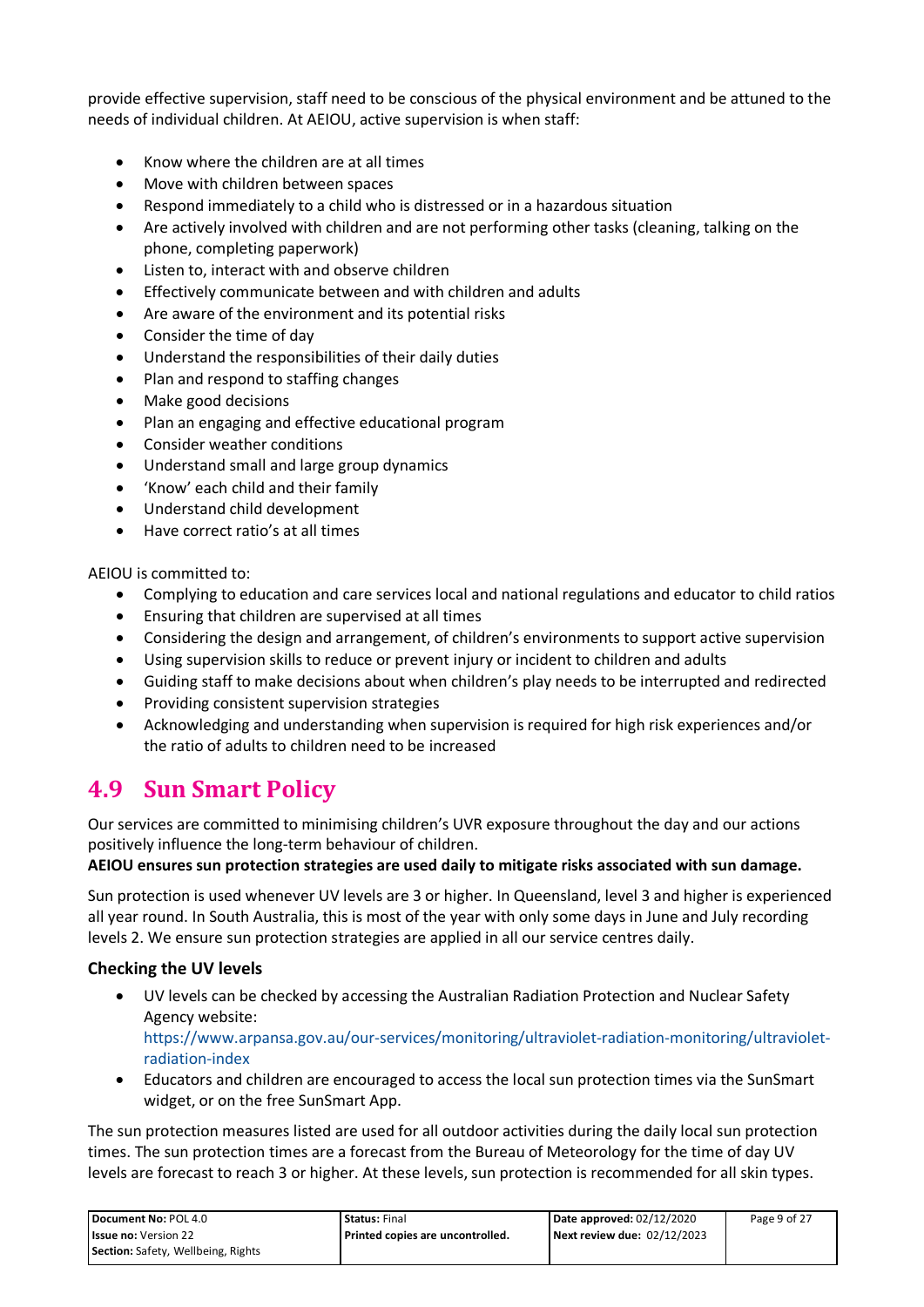provide effective supervision, staff need to be conscious of the physical environment and be attuned to the needs of individual children. At AEIOU, active supervision is when staff:

- Know where the children are at all times
- Move with children between spaces
- Respond immediately to a child who is distressed or in a hazardous situation
- Are actively involved with children and are not performing other tasks (cleaning, talking on the phone, completing paperwork)
- Listen to, interact with and observe children
- Effectively communicate between and with children and adults
- Are aware of the environment and its potential risks
- Consider the time of day
- Understand the responsibilities of their daily duties
- Plan and respond to staffing changes
- Make good decisions
- Plan an engaging and effective educational program
- Consider weather conditions
- Understand small and large group dynamics
- 'Know' each child and their family
- Understand child development
- Have correct ratio's at all times

AEIOU is committed to:

- Complying to education and care services local and national regulations and educator to child ratios
- Ensuring that children are supervised at all times
- Considering the design and arrangement, of children's environments to support active supervision
- Using supervision skills to reduce or prevent injury or incident to children and adults
- Guiding staff to make decisions about when children's play needs to be interrupted and redirected
- Providing consistent supervision strategies
- Acknowledging and understanding when supervision is required for high risk experiences and/or the ratio of adults to children need to be increased

## 4.9 Sun Smart Policy

Our services are committed to minimising children's UVR exposure throughout the day and our actions positively influence the long-term behaviour of children.

**AEIOU ensures sun protection strategies are used daily to mitigate risks associated with sun damage.**

Sun protection is used whenever UV levels are 3 or higher. In Queensland, level 3 and higher is experienced all year round. In South Australia, this is most of the year with only some days in June and July recording levels 2. We ensure sun protection strategies are applied in all our service centres daily.

### Checking the UV levels

- UV levels can be checked by accessing the Australian Radiation Protection and Nuclear Safety Agency website: https://www.arpansa.gov.au/our-services/monitoring/ultraviolet-radiation-monitoring/ultraviolet-radiation-index
- Educators and children are encouraged to access the local sun protection times via the SunSmart widget, or on the free SunSmart App.

The sun protection measures listed are used for all outdoor activities during the daily local sun protection times. The sun protection times are a forecast from the Bureau of Meteorology for the time of day UV levels are forecast to reach 3 or higher. At these levels, sun protection is recommended for all skin types.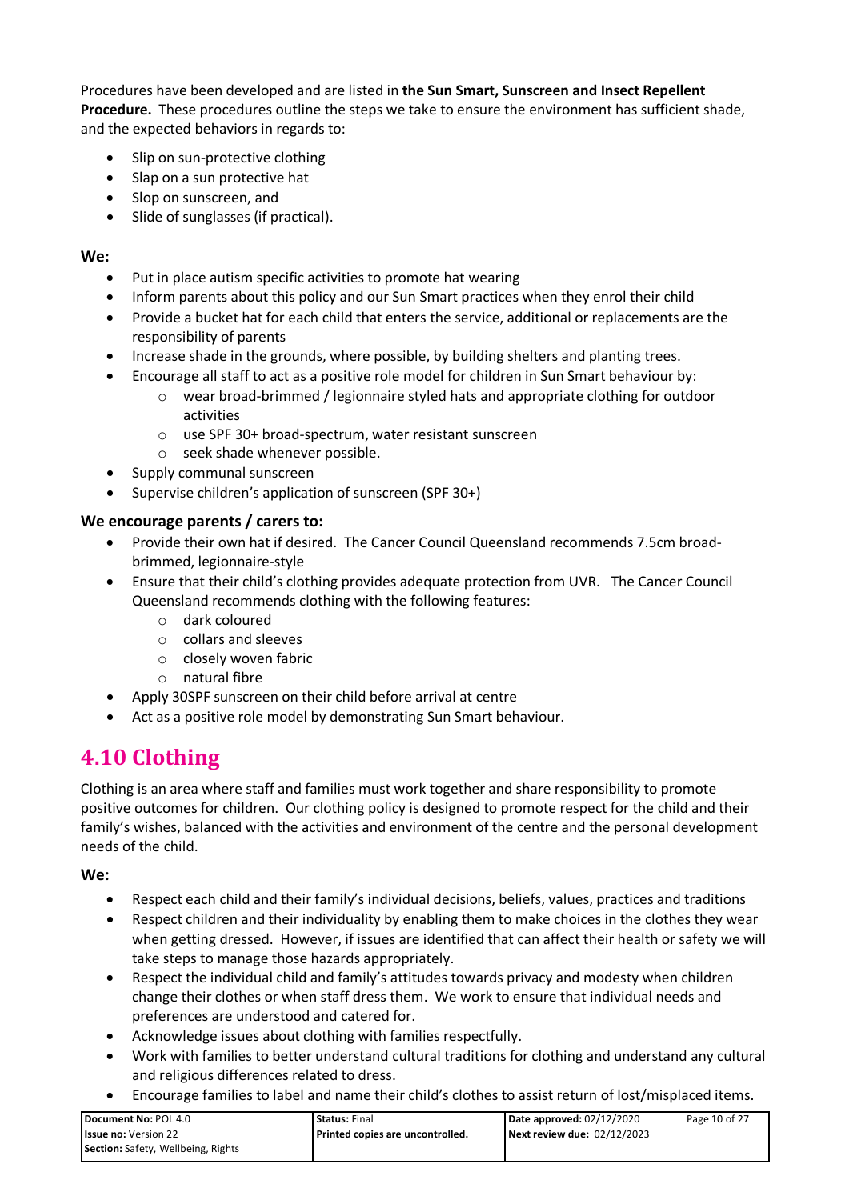Procedures have been developed and are listed in **the Sun Smart, Sunscreen and Insect Repellent Procedure.** These procedures outline the steps we take to ensure the environment has sufficient shade, and the expected behaviors in regards to:

- Slip on sun-protective clothing
- Slap on a sun protective hat
- Slop on sunscreen, and
- Slide of sunglasses (if practical).

**We:**

- Put in place autism specific activities to promote hat wearing
- Inform parents about this policy and our Sun Smart practices when they enrol their child
- Provide a bucket hat for each child that enters the service, additional or replacements are the responsibility of parents
- Increase shade in the grounds, where possible, by building shelters and planting trees.
- Encourage all staff to act as a positive role model for children in Sun Smart behaviour by:
  - wear broad-brimmed / legionnaire styled hats and appropriate clothing for outdoor activities
  - use SPF 30+ broad-spectrum, water resistant sunscreen
  - seek shade whenever possible.
- Supply communal sunscreen
- Supervise children's application of sunscreen (SPF 30+)

**We encourage parents / carers to:**

- Provide their own hat if desired. The Cancer Council Queensland recommends 7.5cm broad-brimmed, legionnaire-style
- Ensure that their child's clothing provides adequate protection from UVR. The Cancer Council Queensland recommends clothing with the following features:
  - dark coloured
  - collars and sleeves
  - closely woven fabric
  - natural fibre
- Apply 30SPF sunscreen on their child before arrival at centre
- Act as a positive role model by demonstrating Sun Smart behaviour.

## 4.10 Clothing

Clothing is an area where staff and families must work together and share responsibility to promote positive outcomes for children. Our clothing policy is designed to promote respect for the child and their family's wishes, balanced with the activities and environment of the centre and the personal development needs of the child.

**We:**

- Respect each child and their family's individual decisions, beliefs, values, practices and traditions
- Respect children and their individuality by enabling them to make choices in the clothes they wear when getting dressed. However, if issues are identified that can affect their health or safety we will take steps to manage those hazards appropriately.
- Respect the individual child and family's attitudes towards privacy and modesty when children change their clothes or when staff dress them. We work to ensure that individual needs and preferences are understood and catered for.
- Acknowledge issues about clothing with families respectfully.
- Work with families to better understand cultural traditions for clothing and understand any cultural and religious differences related to dress.
- Encourage families to label and name their child's clothes to assist return of lost/misplaced items.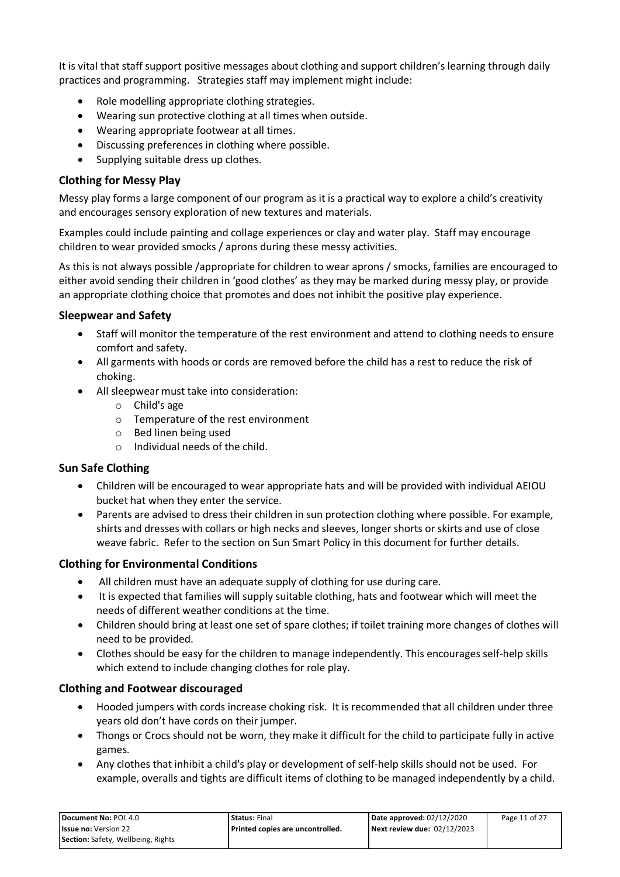It is vital that staff support positive messages about clothing and support children's learning through daily practices and programming.   Strategies staff may implement might include:

- Role modelling appropriate clothing strategies.
- Wearing sun protective clothing at all times when outside.
- Wearing appropriate footwear at all times.
- Discussing preferences in clothing where possible.
- Supplying suitable dress up clothes.

### Clothing for Messy Play

Messy play forms a large component of our program as it is a practical way to explore a child's creativity and encourages sensory exploration of new textures and materials.

Examples could include painting and collage experiences or clay and water play.  Staff may encourage children to wear provided smocks / aprons during these messy activities.

As this is not always possible /appropriate for children to wear aprons / smocks, families are encouraged to either avoid sending their children in 'good clothes' as they may be marked during messy play, or provide an appropriate clothing choice that promotes and does not inhibit the positive play experience.

### Sleepwear and Safety

- Staff will monitor the temperature of the rest environment and attend to clothing needs to ensure comfort and safety.
- All garments with hoods or cords are removed before the child has a rest to reduce the risk of choking.
- All sleepwear must take into consideration:
  - Child's age
  - Temperature of the rest environment
  - Bed linen being used
  - Individual needs of the child.

### Sun Safe Clothing

- Children will be encouraged to wear appropriate hats and will be provided with individual AEIOU bucket hat when they enter the service.
- Parents are advised to dress their children in sun protection clothing where possible. For example, shirts and dresses with collars or high necks and sleeves, longer shorts or skirts and use of close weave fabric.  Refer to the section on Sun Smart Policy in this document for further details.

### Clothing for Environmental Conditions

- All children must have an adequate supply of clothing for use during care.
- It is expected that families will supply suitable clothing, hats and footwear which will meet the needs of different weather conditions at the time.
- Children should bring at least one set of spare clothes; if toilet training more changes of clothes will need to be provided.
- Clothes should be easy for the children to manage independently. This encourages self-help skills which extend to include changing clothes for role play.

### Clothing and Footwear discouraged

- Hooded jumpers with cords increase choking risk.  It is recommended that all children under three years old don't have cords on their jumper.
- Thongs or Crocs should not be worn, they make it difficult for the child to participate fully in active games.
- Any clothes that inhibit a child's play or development of self-help skills should not be used.  For example, overalls and tights are difficult items of clothing to be managed independently by a child.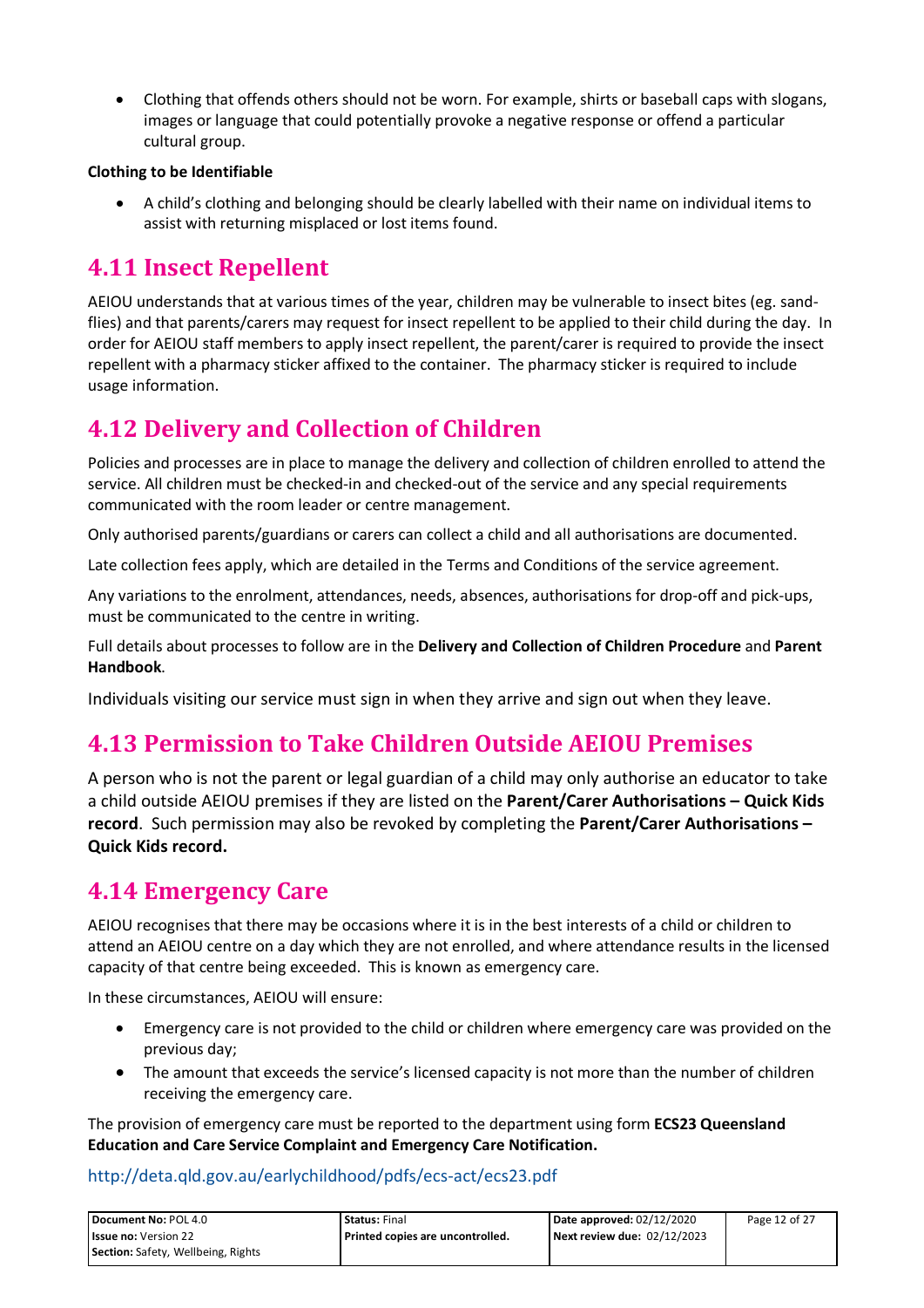- Clothing that offends others should not be worn. For example, shirts or baseball caps with slogans, images or language that could potentially provoke a negative response or offend a particular cultural group.

**Clothing to be Identifiable**

- A child's clothing and belonging should be clearly labelled with their name on individual items to assist with returning misplaced or lost items found.

## 4.11 Insect Repellent

AEIOU understands that at various times of the year, children may be vulnerable to insect bites (eg. sand-flies) and that parents/carers may request for insect repellent to be applied to their child during the day. In order for AEIOU staff members to apply insect repellent, the parent/carer is required to provide the insect repellent with a pharmacy sticker affixed to the container. The pharmacy sticker is required to include usage information.

## 4.12 Delivery and Collection of Children

Policies and processes are in place to manage the delivery and collection of children enrolled to attend the service. All children must be checked-in and checked-out of the service and any special requirements communicated with the room leader or centre management.

Only authorised parents/guardians or carers can collect a child and all authorisations are documented.

Late collection fees apply, which are detailed in the Terms and Conditions of the service agreement.

Any variations to the enrolment, attendances, needs, absences, authorisations for drop-off and pick-ups, must be communicated to the centre in writing.

Full details about processes to follow are in the **Delivery and Collection of Children Procedure** and **Parent Handbook**.

Individuals visiting our service must sign in when they arrive and sign out when they leave.

## 4.13 Permission to Take Children Outside AEIOU Premises

A person who is not the parent or legal guardian of a child may only authorise an educator to take a child outside AEIOU premises if they are listed on the **Parent/Carer Authorisations – Quick Kids record**. Such permission may also be revoked by completing the **Parent/Carer Authorisations – Quick Kids record.**

## 4.14 Emergency Care

AEIOU recognises that there may be occasions where it is in the best interests of a child or children to attend an AEIOU centre on a day which they are not enrolled, and where attendance results in the licensed capacity of that centre being exceeded. This is known as emergency care.

In these circumstances, AEIOU will ensure:

- Emergency care is not provided to the child or children where emergency care was provided on the previous day;
- The amount that exceeds the service's licensed capacity is not more than the number of children receiving the emergency care.

The provision of emergency care must be reported to the department using form **ECS23 Queensland Education and Care Service Complaint and Emergency Care Notification.**

http://deta.qld.gov.au/earlychildhood/pdfs/ecs-act/ecs23.pdf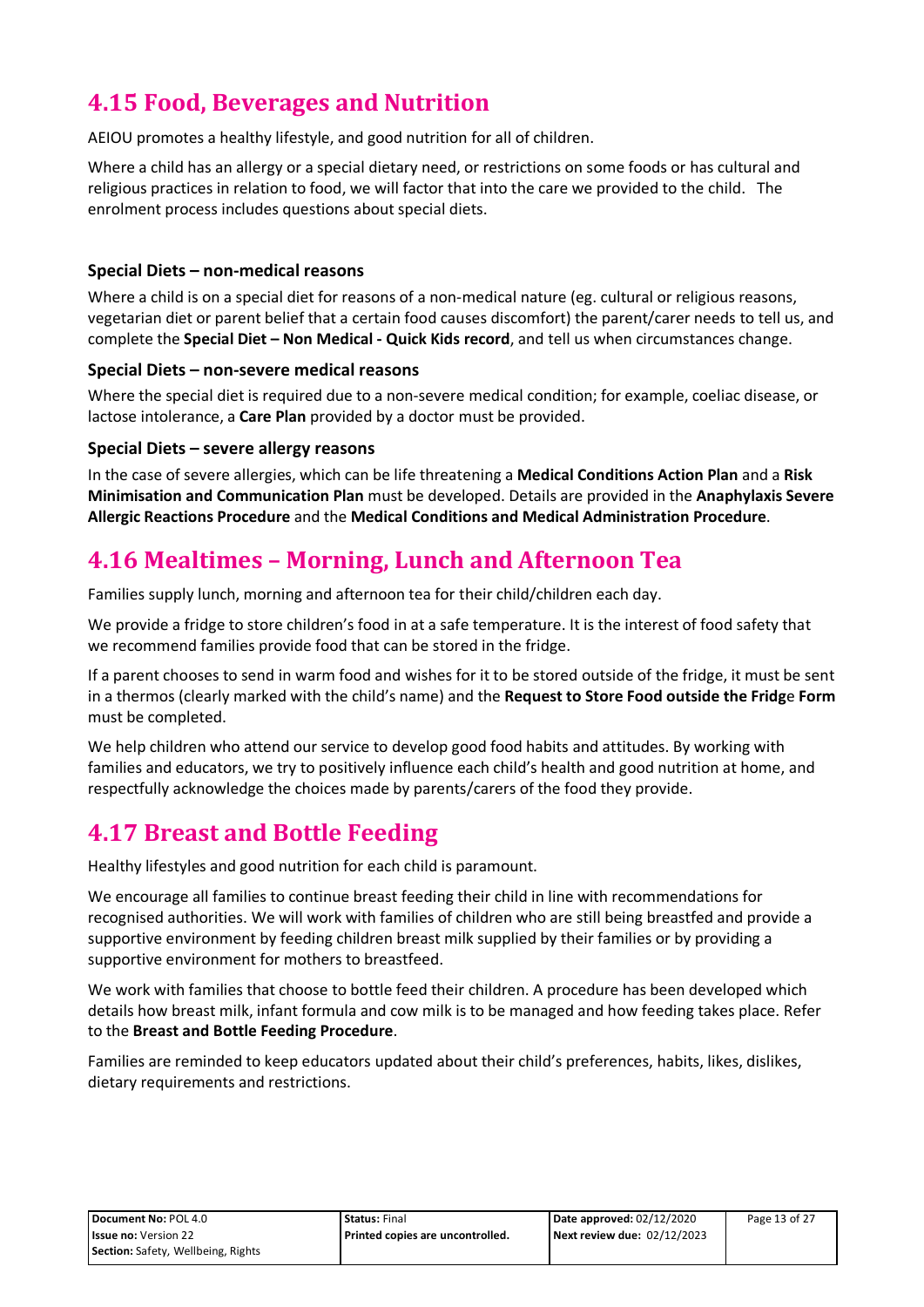## 4.15 Food, Beverages and Nutrition

AEIOU promotes a healthy lifestyle, and good nutrition for all of children.

Where a child has an allergy or a special dietary need, or restrictions on some foods or has cultural and religious practices in relation to food, we will factor that into the care we provided to the child. The enrolment process includes questions about special diets.

### Special Diets – non-medical reasons

Where a child is on a special diet for reasons of a non-medical nature (eg. cultural or religious reasons, vegetarian diet or parent belief that a certain food causes discomfort) the parent/carer needs to tell us, and complete the **Special Diet – Non Medical - Quick Kids record**, and tell us when circumstances change.

### Special Diets – non-severe medical reasons

Where the special diet is required due to a non-severe medical condition; for example, coeliac disease, or lactose intolerance, a **Care Plan** provided by a doctor must be provided.

### Special Diets – severe allergy reasons

In the case of severe allergies, which can be life threatening a **Medical Conditions Action Plan** and a **Risk Minimisation and Communication Plan** must be developed. Details are provided in the **Anaphylaxis Severe Allergic Reactions Procedure** and the **Medical Conditions and Medical Administration Procedure**.

## 4.16 Mealtimes – Morning, Lunch and Afternoon Tea

Families supply lunch, morning and afternoon tea for their child/children each day.

We provide a fridge to store children's food in at a safe temperature. It is the interest of food safety that we recommend families provide food that can be stored in the fridge.

If a parent chooses to send in warm food and wishes for it to be stored outside of the fridge, it must be sent in a thermos (clearly marked with the child's name) and the **Request to Store Food outside the Fridge Form** must be completed.

We help children who attend our service to develop good food habits and attitudes. By working with families and educators, we try to positively influence each child's health and good nutrition at home, and respectfully acknowledge the choices made by parents/carers of the food they provide.

## 4.17 Breast and Bottle Feeding

Healthy lifestyles and good nutrition for each child is paramount.

We encourage all families to continue breast feeding their child in line with recommendations for recognised authorities. We will work with families of children who are still being breastfed and provide a supportive environment by feeding children breast milk supplied by their families or by providing a supportive environment for mothers to breastfeed.

We work with families that choose to bottle feed their children. A procedure has been developed which details how breast milk, infant formula and cow milk is to be managed and how feeding takes place. Refer to the **Breast and Bottle Feeding Procedure**.

Families are reminded to keep educators updated about their child's preferences, habits, likes, dislikes, dietary requirements and restrictions.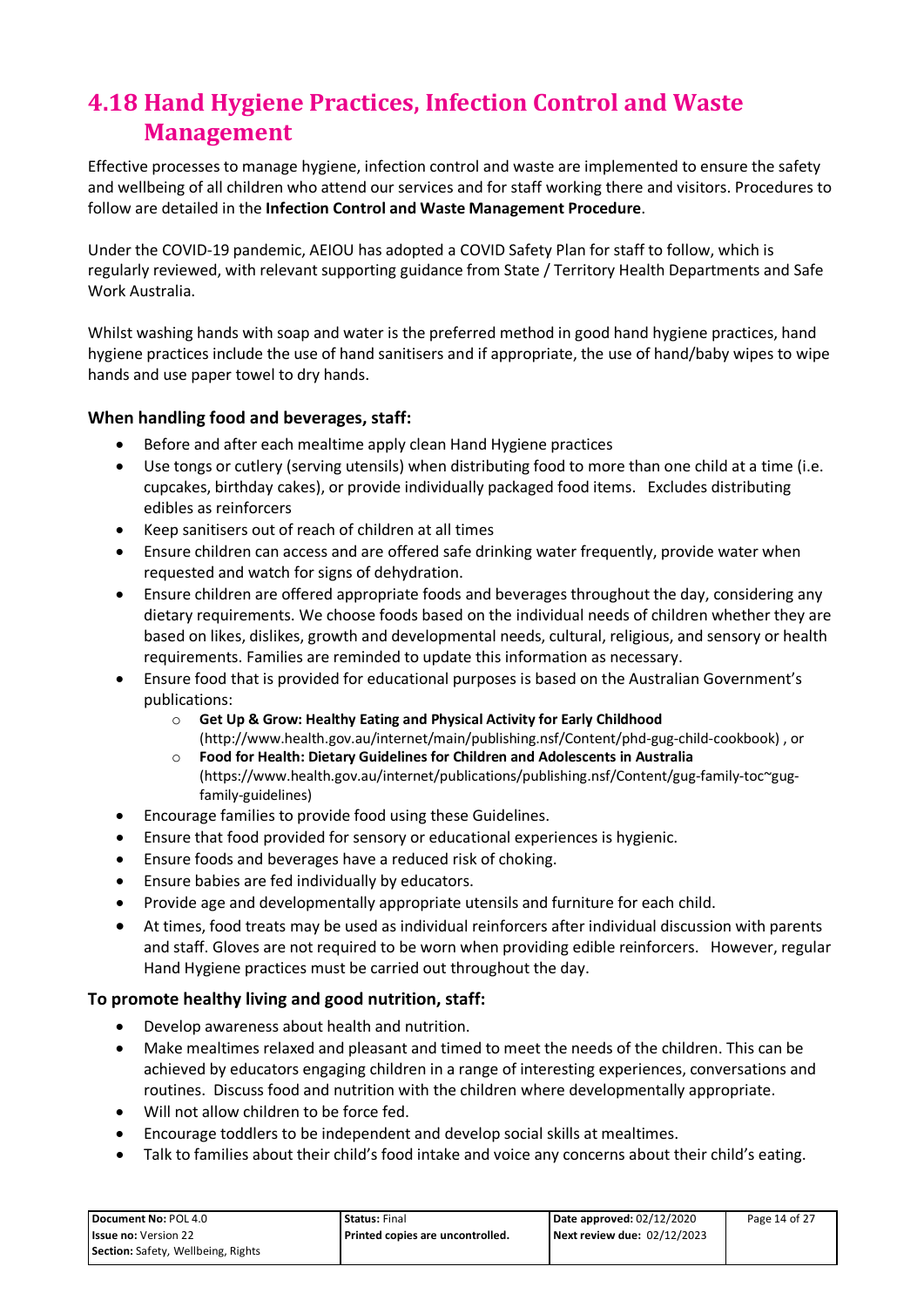# 4.18 Hand Hygiene Practices, Infection Control and Waste Management

Effective processes to manage hygiene, infection control and waste are implemented to ensure the safety and wellbeing of all children who attend our services and for staff working there and visitors. Procedures to follow are detailed in the **Infection Control and Waste Management Procedure**.

Under the COVID-19 pandemic, AEIOU has adopted a COVID Safety Plan for staff to follow, which is regularly reviewed, with relevant supporting guidance from State / Territory Health Departments and Safe Work Australia.

Whilst washing hands with soap and water is the preferred method in good hand hygiene practices, hand hygiene practices include the use of hand sanitisers and if appropriate, the use of hand/baby wipes to wipe hands and use paper towel to dry hands.

### When handling food and beverages, staff:

- Before and after each mealtime apply clean Hand Hygiene practices
- Use tongs or cutlery (serving utensils) when distributing food to more than one child at a time (i.e. cupcakes, birthday cakes), or provide individually packaged food items. Excludes distributing edibles as reinforcers
- Keep sanitisers out of reach of children at all times
- Ensure children can access and are offered safe drinking water frequently, provide water when requested and watch for signs of dehydration.
- Ensure children are offered appropriate foods and beverages throughout the day, considering any dietary requirements. We choose foods based on the individual needs of children whether they are based on likes, dislikes, growth and developmental needs, cultural, religious, and sensory or health requirements. Families are reminded to update this information as necessary.
- Ensure food that is provided for educational purposes is based on the Australian Government's publications:
  - **Get Up & Grow: Healthy Eating and Physical Activity for Early Childhood** (http://www.health.gov.au/internet/main/publishing.nsf/Content/phd-gug-child-cookbook) , or
  - **Food for Health: Dietary Guidelines for Children and Adolescents in Australia** (https://www.health.gov.au/internet/publications/publishing.nsf/Content/gug-family-toc~gug-family-guidelines)
- Encourage families to provide food using these Guidelines.
- Ensure that food provided for sensory or educational experiences is hygienic.
- Ensure foods and beverages have a reduced risk of choking.
- Ensure babies are fed individually by educators.
- Provide age and developmentally appropriate utensils and furniture for each child.
- At times, food treats may be used as individual reinforcers after individual discussion with parents and staff. Gloves are not required to be worn when providing edible reinforcers. However, regular Hand Hygiene practices must be carried out throughout the day.

### To promote healthy living and good nutrition, staff:

- Develop awareness about health and nutrition.
- Make mealtimes relaxed and pleasant and timed to meet the needs of the children. This can be achieved by educators engaging children in a range of interesting experiences, conversations and routines. Discuss food and nutrition with the children where developmentally appropriate.
- Will not allow children to be force fed.
- Encourage toddlers to be independent and develop social skills at mealtimes.
- Talk to families about their child's food intake and voice any concerns about their child's eating.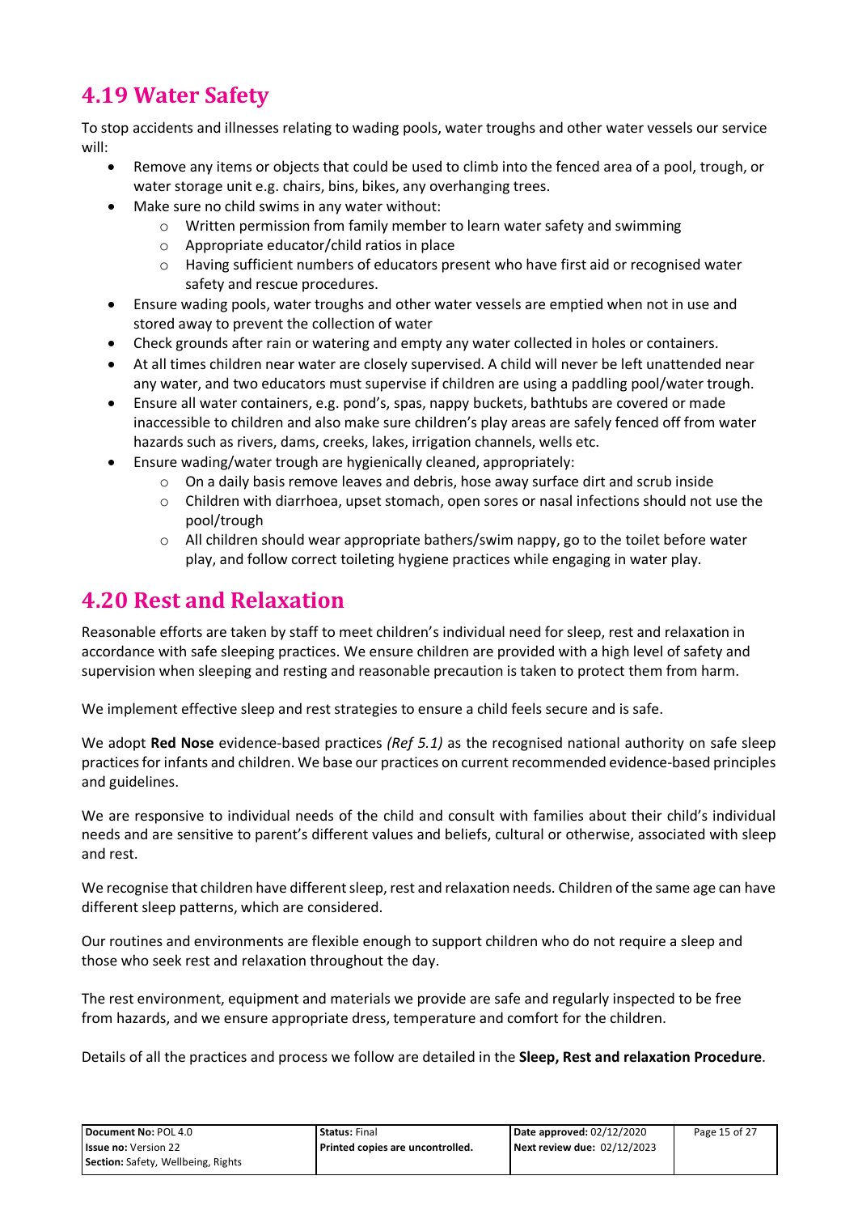## 4.19 Water Safety

To stop accidents and illnesses relating to wading pools, water troughs and other water vessels our service will:

- Remove any items or objects that could be used to climb into the fenced area of a pool, trough, or water storage unit e.g. chairs, bins, bikes, any overhanging trees.
- Make sure no child swims in any water without:
  - Written permission from family member to learn water safety and swimming
  - Appropriate educator/child ratios in place
  - Having sufficient numbers of educators present who have first aid or recognised water safety and rescue procedures.
- Ensure wading pools, water troughs and other water vessels are emptied when not in use and stored away to prevent the collection of water
- Check grounds after rain or watering and empty any water collected in holes or containers.
- At all times children near water are closely supervised. A child will never be left unattended near any water, and two educators must supervise if children are using a paddling pool/water trough.
- Ensure all water containers, e.g. pond's, spas, nappy buckets, bathtubs are covered or made inaccessible to children and also make sure children's play areas are safely fenced off from water hazards such as rivers, dams, creeks, lakes, irrigation channels, wells etc.
- Ensure wading/water trough are hygienically cleaned, appropriately:
  - On a daily basis remove leaves and debris, hose away surface dirt and scrub inside
  - Children with diarrhoea, upset stomach, open sores or nasal infections should not use the pool/trough
  - All children should wear appropriate bathers/swim nappy, go to the toilet before water play, and follow correct toileting hygiene practices while engaging in water play.

## 4.20 Rest and Relaxation

Reasonable efforts are taken by staff to meet children's individual need for sleep, rest and relaxation in accordance with safe sleeping practices. We ensure children are provided with a high level of safety and supervision when sleeping and resting and reasonable precaution is taken to protect them from harm.

We implement effective sleep and rest strategies to ensure a child feels secure and is safe.

We adopt **Red Nose** evidence-based practices *(Ref 5.1)* as the recognised national authority on safe sleep practices for infants and children. We base our practices on current recommended evidence-based principles and guidelines.

We are responsive to individual needs of the child and consult with families about their child's individual needs and are sensitive to parent's different values and beliefs, cultural or otherwise, associated with sleep and rest.

We recognise that children have different sleep, rest and relaxation needs. Children of the same age can have different sleep patterns, which are considered.

Our routines and environments are flexible enough to support children who do not require a sleep and those who seek rest and relaxation throughout the day.

The rest environment, equipment and materials we provide are safe and regularly inspected to be free from hazards, and we ensure appropriate dress, temperature and comfort for the children.

Details of all the practices and process we follow are detailed in the **Sleep, Rest and relaxation Procedure**.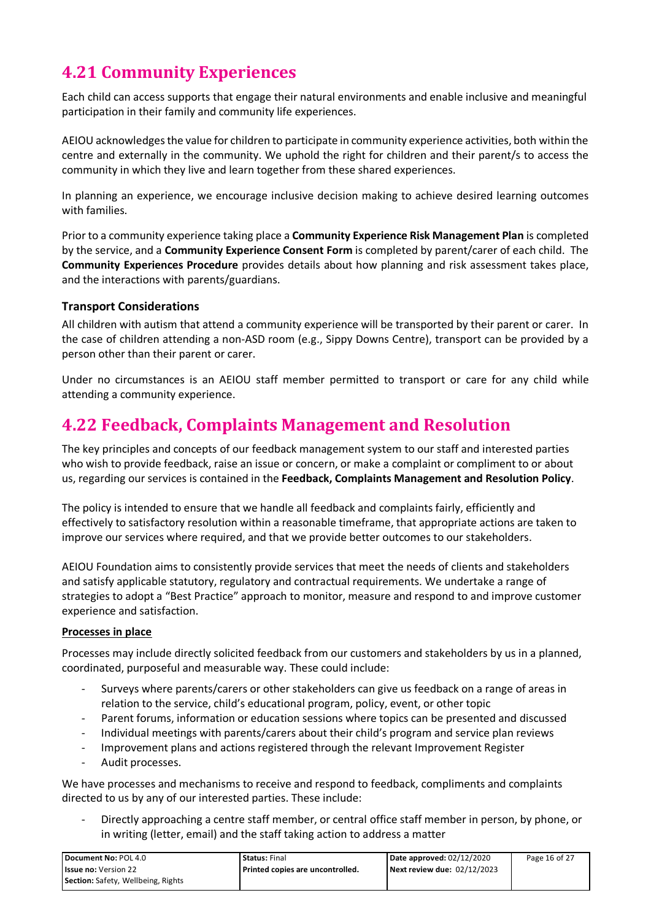## 4.21 Community Experiences

Each child can access supports that engage their natural environments and enable inclusive and meaningful participation in their family and community life experiences.

AEIOU acknowledges the value for children to participate in community experience activities, both within the centre and externally in the community. We uphold the right for children and their parent/s to access the community in which they live and learn together from these shared experiences.

In planning an experience, we encourage inclusive decision making to achieve desired learning outcomes with families.

Prior to a community experience taking place a **Community Experience Risk Management Plan** is completed by the service, and a **Community Experience Consent Form** is completed by parent/carer of each child. The **Community Experiences Procedure** provides details about how planning and risk assessment takes place, and the interactions with parents/guardians.

### Transport Considerations

All children with autism that attend a community experience will be transported by their parent or carer. In the case of children attending a non-ASD room (e.g., Sippy Downs Centre), transport can be provided by a person other than their parent or carer.

Under no circumstances is an AEIOU staff member permitted to transport or care for any child while attending a community experience.

## 4.22 Feedback, Complaints Management and Resolution

The key principles and concepts of our feedback management system to our staff and interested parties who wish to provide feedback, raise an issue or concern, or make a complaint or compliment to or about us, regarding our services is contained in the **Feedback, Complaints Management and Resolution Policy**.

The policy is intended to ensure that we handle all feedback and complaints fairly, efficiently and effectively to satisfactory resolution within a reasonable timeframe, that appropriate actions are taken to improve our services where required, and that we provide better outcomes to our stakeholders.

AEIOU Foundation aims to consistently provide services that meet the needs of clients and stakeholders and satisfy applicable statutory, regulatory and contractual requirements. We undertake a range of strategies to adopt a "Best Practice" approach to monitor, measure and respond to and improve customer experience and satisfaction.

**Processes in place**

Processes may include directly solicited feedback from our customers and stakeholders by us in a planned, coordinated, purposeful and measurable way. These could include:

- Surveys where parents/carers or other stakeholders can give us feedback on a range of areas in relation to the service, child's educational program, policy, event, or other topic
- Parent forums, information or education sessions where topics can be presented and discussed
- Individual meetings with parents/carers about their child's program and service plan reviews
- Improvement plans and actions registered through the relevant Improvement Register
- Audit processes.

We have processes and mechanisms to receive and respond to feedback, compliments and complaints directed to us by any of our interested parties. These include:

- Directly approaching a centre staff member, or central office staff member in person, by phone, or in writing (letter, email) and the staff taking action to address a matter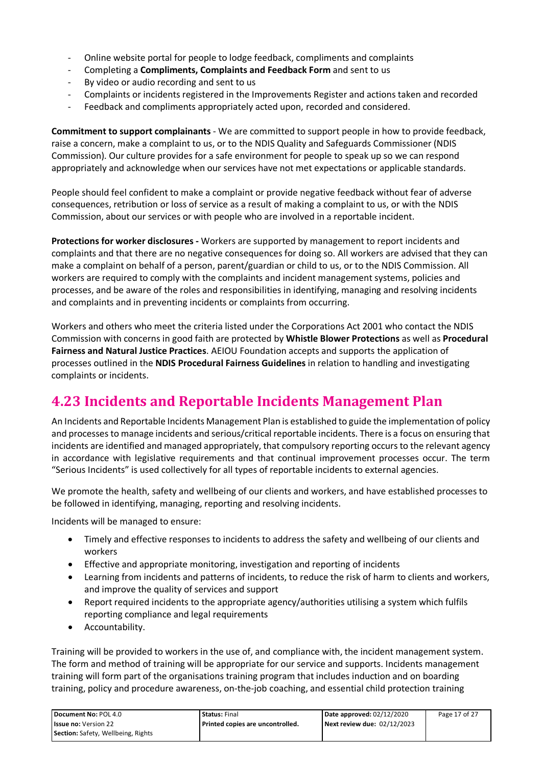- Online website portal for people to lodge feedback, compliments and complaints
- Completing a **Compliments, Complaints and Feedback Form** and sent to us
- By video or audio recording and sent to us
- Complaints or incidents registered in the Improvements Register and actions taken and recorded
- Feedback and compliments appropriately acted upon, recorded and considered.

**Commitment to support complainants** - We are committed to support people in how to provide feedback, raise a concern, make a complaint to us, or to the NDIS Quality and Safeguards Commissioner (NDIS Commission). Our culture provides for a safe environment for people to speak up so we can respond appropriately and acknowledge when our services have not met expectations or applicable standards.

People should feel confident to make a complaint or provide negative feedback without fear of adverse consequences, retribution or loss of service as a result of making a complaint to us, or with the NDIS Commission, about our services or with people who are involved in a reportable incident.

**Protections for worker disclosures -** Workers are supported by management to report incidents and complaints and that there are no negative consequences for doing so. All workers are advised that they can make a complaint on behalf of a person, parent/guardian or child to us, or to the NDIS Commission. All workers are required to comply with the complaints and incident management systems, policies and processes, and be aware of the roles and responsibilities in identifying, managing and resolving incidents and complaints and in preventing incidents or complaints from occurring.

Workers and others who meet the criteria listed under the Corporations Act 2001 who contact the NDIS Commission with concerns in good faith are protected by **Whistle Blower Protections** as well as **Procedural Fairness and Natural Justice Practices**. AEIOU Foundation accepts and supports the application of processes outlined in the **NDIS Procedural Fairness Guidelines** in relation to handling and investigating complaints or incidents.

## 4.23 Incidents and Reportable Incidents Management Plan

An Incidents and Reportable Incidents Management Plan is established to guide the implementation of policy and processes to manage incidents and serious/critical reportable incidents. There is a focus on ensuring that incidents are identified and managed appropriately, that compulsory reporting occurs to the relevant agency in accordance with legislative requirements and that continual improvement processes occur. The term "Serious Incidents" is used collectively for all types of reportable incidents to external agencies.

We promote the health, safety and wellbeing of our clients and workers, and have established processes to be followed in identifying, managing, reporting and resolving incidents.

Incidents will be managed to ensure:

- Timely and effective responses to incidents to address the safety and wellbeing of our clients and workers
- Effective and appropriate monitoring, investigation and reporting of incidents
- Learning from incidents and patterns of incidents, to reduce the risk of harm to clients and workers, and improve the quality of services and support
- Report required incidents to the appropriate agency/authorities utilising a system which fulfils reporting compliance and legal requirements
- Accountability.

Training will be provided to workers in the use of, and compliance with, the incident management system. The form and method of training will be appropriate for our service and supports. Incidents management training will form part of the organisations training program that includes induction and on boarding training, policy and procedure awareness, on-the-job coaching, and essential child protection training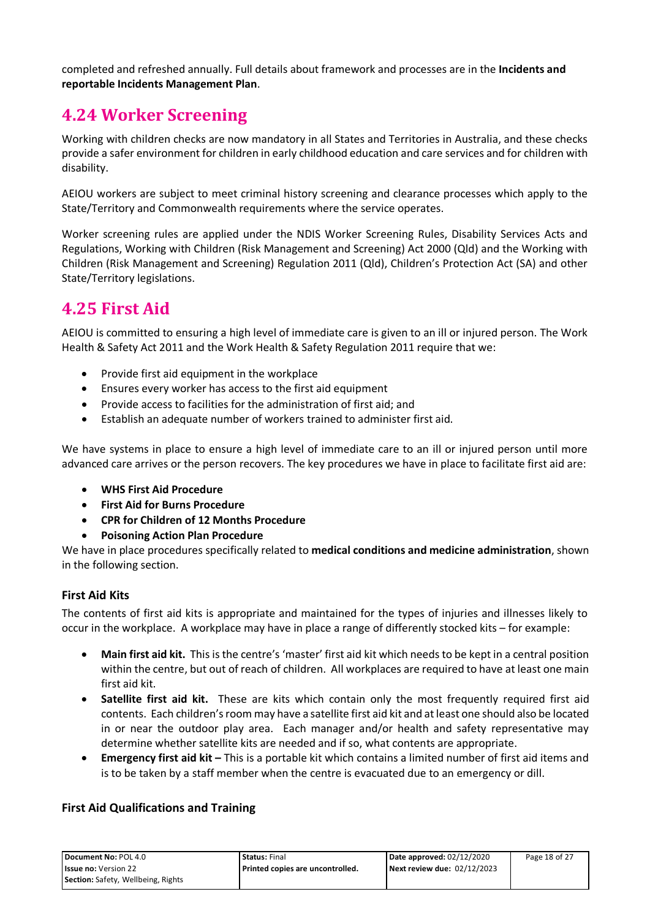completed and refreshed annually. Full details about framework and processes are in the **Incidents and reportable Incidents Management Plan**.

## 4.24 Worker Screening

Working with children checks are now mandatory in all States and Territories in Australia, and these checks provide a safer environment for children in early childhood education and care services and for children with disability.

AEIOU workers are subject to meet criminal history screening and clearance processes which apply to the State/Territory and Commonwealth requirements where the service operates.

Worker screening rules are applied under the NDIS Worker Screening Rules, Disability Services Acts and Regulations, Working with Children (Risk Management and Screening) Act 2000 (Qld) and the Working with Children (Risk Management and Screening) Regulation 2011 (Qld), Children's Protection Act (SA) and other State/Territory legislations.

## 4.25 First Aid

AEIOU is committed to ensuring a high level of immediate care is given to an ill or injured person. The Work Health & Safety Act 2011 and the Work Health & Safety Regulation 2011 require that we:

- Provide first aid equipment in the workplace
- Ensures every worker has access to the first aid equipment
- Provide access to facilities for the administration of first aid; and
- Establish an adequate number of workers trained to administer first aid.

We have systems in place to ensure a high level of immediate care to an ill or injured person until more advanced care arrives or the person recovers. The key procedures we have in place to facilitate first aid are:

- **WHS First Aid Procedure**
- **First Aid for Burns Procedure**
- **CPR for Children of 12 Months Procedure**
- **Poisoning Action Plan Procedure**

We have in place procedures specifically related to **medical conditions and medicine administration**, shown in the following section.

### First Aid Kits

The contents of first aid kits is appropriate and maintained for the types of injuries and illnesses likely to occur in the workplace. A workplace may have in place a range of differently stocked kits – for example:

- **Main first aid kit.** This is the centre's 'master' first aid kit which needs to be kept in a central position within the centre, but out of reach of children. All workplaces are required to have at least one main first aid kit.
- **Satellite first aid kit.** These are kits which contain only the most frequently required first aid contents. Each children's room may have a satellite first aid kit and at least one should also be located in or near the outdoor play area. Each manager and/or health and safety representative may determine whether satellite kits are needed and if so, what contents are appropriate.
- **Emergency first aid kit –** This is a portable kit which contains a limited number of first aid items and is to be taken by a staff member when the centre is evacuated due to an emergency or dill.

### First Aid Qualifications and Training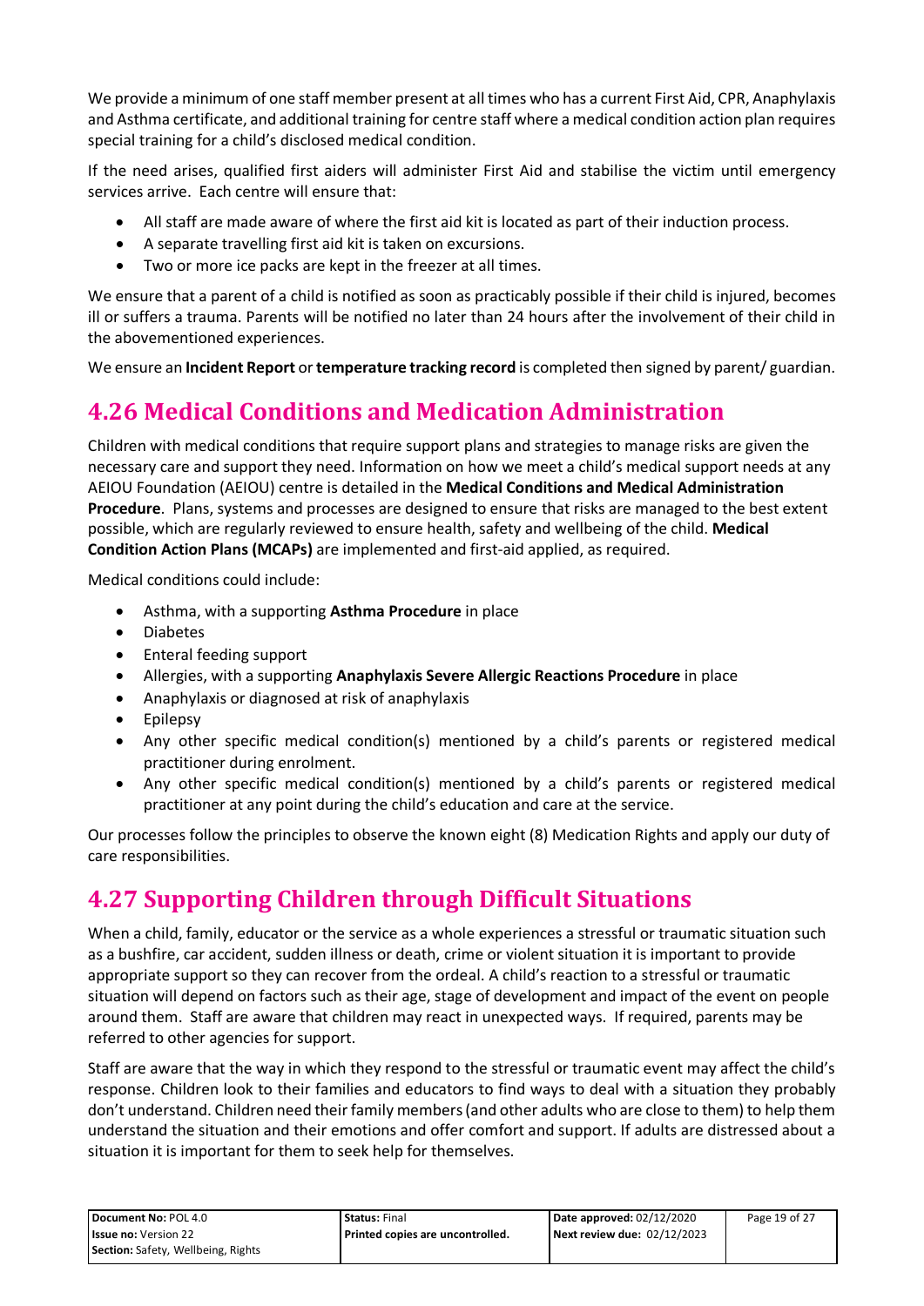We provide a minimum of one staff member present at all times who has a current First Aid, CPR, Anaphylaxis and Asthma certificate, and additional training for centre staff where a medical condition action plan requires special training for a child's disclosed medical condition.

If the need arises, qualified first aiders will administer First Aid and stabilise the victim until emergency services arrive. Each centre will ensure that:

- All staff are made aware of where the first aid kit is located as part of their induction process.
- A separate travelling first aid kit is taken on excursions.
- Two or more ice packs are kept in the freezer at all times.

We ensure that a parent of a child is notified as soon as practicably possible if their child is injured, becomes ill or suffers a trauma. Parents will be notified no later than 24 hours after the involvement of their child in the abovementioned experiences.

We ensure an **Incident Report** or **temperature tracking record** is completed then signed by parent/ guardian.

## 4.26 Medical Conditions and Medication Administration

Children with medical conditions that require support plans and strategies to manage risks are given the necessary care and support they need. Information on how we meet a child's medical support needs at any AEIOU Foundation (AEIOU) centre is detailed in the **Medical Conditions and Medical Administration Procedure**. Plans, systems and processes are designed to ensure that risks are managed to the best extent possible, which are regularly reviewed to ensure health, safety and wellbeing of the child. **Medical Condition Action Plans (MCAPs)** are implemented and first-aid applied, as required.

Medical conditions could include:

- Asthma, with a supporting **Asthma Procedure** in place
- Diabetes
- Enteral feeding support
- Allergies, with a supporting **Anaphylaxis Severe Allergic Reactions Procedure** in place
- Anaphylaxis or diagnosed at risk of anaphylaxis
- Epilepsy
- Any other specific medical condition(s) mentioned by a child's parents or registered medical practitioner during enrolment.
- Any other specific medical condition(s) mentioned by a child's parents or registered medical practitioner at any point during the child's education and care at the service.

Our processes follow the principles to observe the known eight (8) Medication Rights and apply our duty of care responsibilities.

## 4.27 Supporting Children through Difficult Situations

When a child, family, educator or the service as a whole experiences a stressful or traumatic situation such as a bushfire, car accident, sudden illness or death, crime or violent situation it is important to provide appropriate support so they can recover from the ordeal. A child's reaction to a stressful or traumatic situation will depend on factors such as their age, stage of development and impact of the event on people around them. Staff are aware that children may react in unexpected ways. If required, parents may be referred to other agencies for support.

Staff are aware that the way in which they respond to the stressful or traumatic event may affect the child's response. Children look to their families and educators to find ways to deal with a situation they probably don't understand. Children need their family members (and other adults who are close to them) to help them understand the situation and their emotions and offer comfort and support. If adults are distressed about a situation it is important for them to seek help for themselves.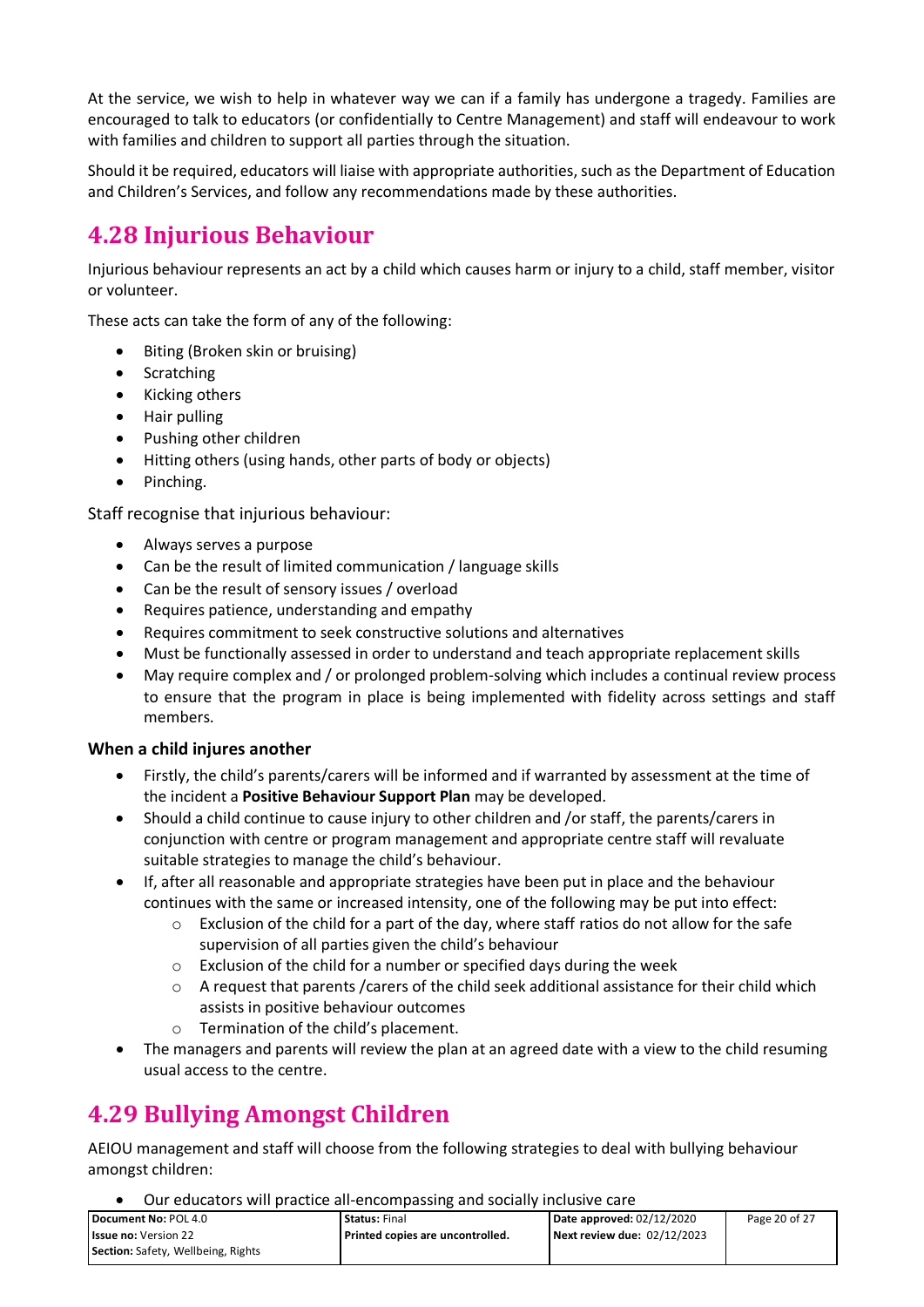At the service, we wish to help in whatever way we can if a family has undergone a tragedy. Families are encouraged to talk to educators (or confidentially to Centre Management) and staff will endeavour to work with families and children to support all parties through the situation.

Should it be required, educators will liaise with appropriate authorities, such as the Department of Education and Children's Services, and follow any recommendations made by these authorities.

## 4.28 Injurious Behaviour

Injurious behaviour represents an act by a child which causes harm or injury to a child, staff member, visitor or volunteer.

These acts can take the form of any of the following:

- Biting (Broken skin or bruising)
- Scratching
- Kicking others
- Hair pulling
- Pushing other children
- Hitting others (using hands, other parts of body or objects)
- Pinching.

Staff recognise that injurious behaviour:

- Always serves a purpose
- Can be the result of limited communication / language skills
- Can be the result of sensory issues / overload
- Requires patience, understanding and empathy
- Requires commitment to seek constructive solutions and alternatives
- Must be functionally assessed in order to understand and teach appropriate replacement skills
- May require complex and / or prolonged problem-solving which includes a continual review process to ensure that the program in place is being implemented with fidelity across settings and staff members.

**When a child injures another**

- Firstly, the child's parents/carers will be informed and if warranted by assessment at the time of the incident a **Positive Behaviour Support Plan** may be developed.
- Should a child continue to cause injury to other children and /or staff, the parents/carers in conjunction with centre or program management and appropriate centre staff will revaluate suitable strategies to manage the child's behaviour.
- If, after all reasonable and appropriate strategies have been put in place and the behaviour continues with the same or increased intensity, one of the following may be put into effect:
  - Exclusion of the child for a part of the day, where staff ratios do not allow for the safe supervision of all parties given the child's behaviour
  - Exclusion of the child for a number or specified days during the week
  - A request that parents /carers of the child seek additional assistance for their child which assists in positive behaviour outcomes
  - Termination of the child's placement.
- The managers and parents will review the plan at an agreed date with a view to the child resuming usual access to the centre.

## 4.29 Bullying Amongst Children

AEIOU management and staff will choose from the following strategies to deal with bullying behaviour amongst children:

- Our educators will practice all-encompassing and socially inclusive care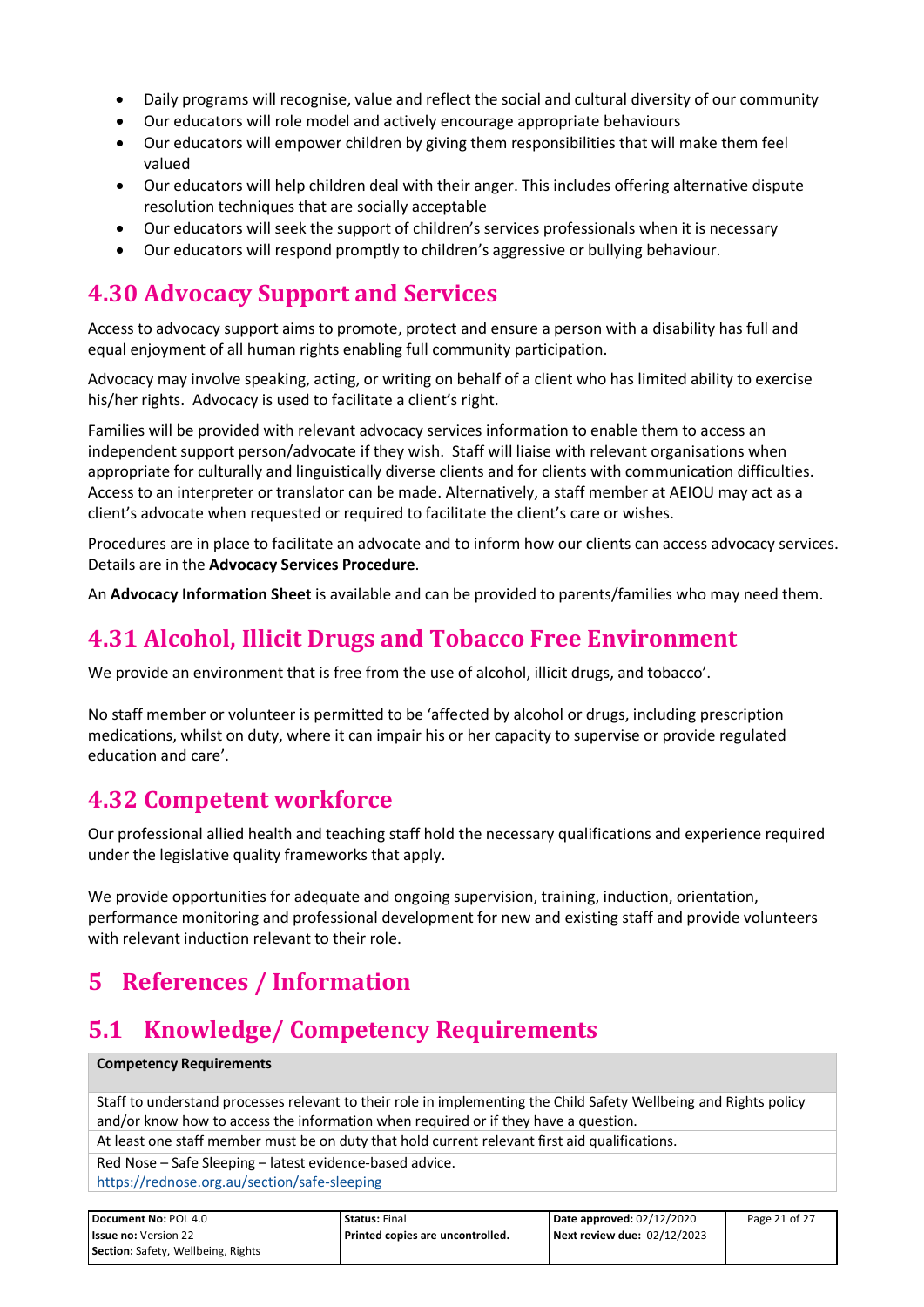- Daily programs will recognise, value and reflect the social and cultural diversity of our community
- Our educators will role model and actively encourage appropriate behaviours
- Our educators will empower children by giving them responsibilities that will make them feel valued
- Our educators will help children deal with their anger. This includes offering alternative dispute resolution techniques that are socially acceptable
- Our educators will seek the support of children's services professionals when it is necessary
- Our educators will respond promptly to children's aggressive or bullying behaviour.

## 4.30 Advocacy Support and Services

Access to advocacy support aims to promote, protect and ensure a person with a disability has full and equal enjoyment of all human rights enabling full community participation.

Advocacy may involve speaking, acting, or writing on behalf of a client who has limited ability to exercise his/her rights. Advocacy is used to facilitate a client's right.

Families will be provided with relevant advocacy services information to enable them to access an independent support person/advocate if they wish. Staff will liaise with relevant organisations when appropriate for culturally and linguistically diverse clients and for clients with communication difficulties. Access to an interpreter or translator can be made. Alternatively, a staff member at AEIOU may act as a client's advocate when requested or required to facilitate the client's care or wishes.

Procedures are in place to facilitate an advocate and to inform how our clients can access advocacy services. Details are in the **Advocacy Services Procedure**.

An **Advocacy Information Sheet** is available and can be provided to parents/families who may need them.

## 4.31 Alcohol, Illicit Drugs and Tobacco Free Environment

We provide an environment that is free from the use of alcohol, illicit drugs, and tobacco'.

No staff member or volunteer is permitted to be 'affected by alcohol or drugs, including prescription medications, whilst on duty, where it can impair his or her capacity to supervise or provide regulated education and care'.

## 4.32 Competent workforce

Our professional allied health and teaching staff hold the necessary qualifications and experience required under the legislative quality frameworks that apply.

We provide opportunities for adequate and ongoing supervision, training, induction, orientation, performance monitoring and professional development for new and existing staff and provide volunteers with relevant induction relevant to their role.

# 5 References / Information

## 5.1 Knowledge/ Competency Requirements

| **Competency Requirements** |
|---|
| Staff to understand processes relevant to their role in implementing the Child Safety Wellbeing and Rights policy and/or know how to access the information when required or if they have a question. |
| At least one staff member must be on duty that hold current relevant first aid qualifications. |
| Red Nose – Safe Sleeping – latest evidence-based advice. https://rednose.org.au/section/safe-sleeping |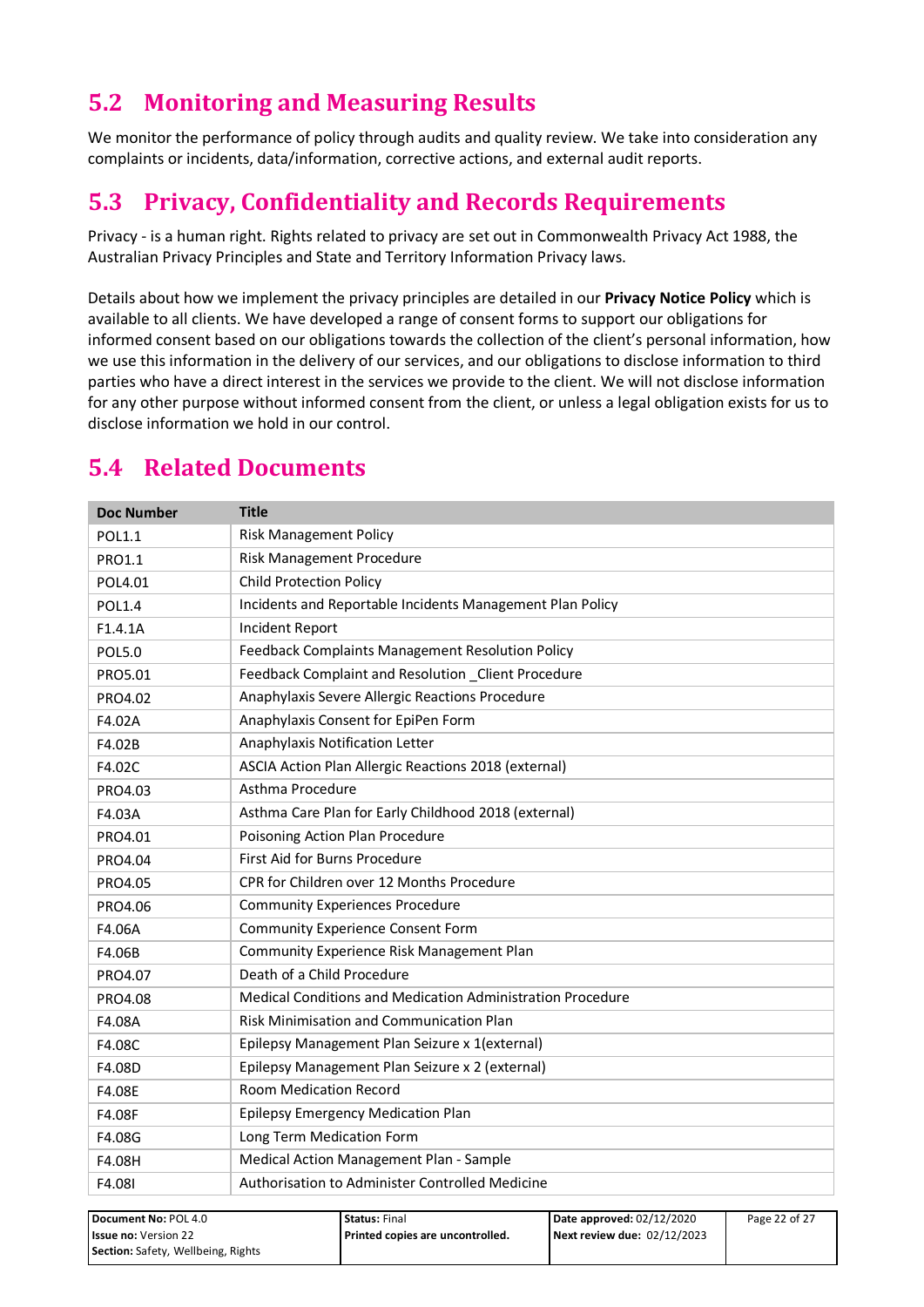## 5.2 Monitoring and Measuring Results

We monitor the performance of policy through audits and quality review. We take into consideration any complaints or incidents, data/information, corrective actions, and external audit reports.

## 5.3 Privacy, Confidentiality and Records Requirements

Privacy - is a human right. Rights related to privacy are set out in Commonwealth Privacy Act 1988, the Australian Privacy Principles and State and Territory Information Privacy laws.

Details about how we implement the privacy principles are detailed in our **Privacy Notice Policy** which is available to all clients. We have developed a range of consent forms to support our obligations for informed consent based on our obligations towards the collection of the client's personal information, how we use this information in the delivery of our services, and our obligations to disclose information to third parties who have a direct interest in the services we provide to the client. We will not disclose information for any other purpose without informed consent from the client, or unless a legal obligation exists for us to disclose information we hold in our control.

## 5.4 Related Documents

| Doc Number | Title |
|---|---|
| POL1.1 | Risk Management Policy |
| PRO1.1 | Risk Management Procedure |
| POL4.01 | Child Protection Policy |
| POL1.4 | Incidents and Reportable Incidents Management Plan Policy |
| F1.4.1A | Incident Report |
| POL5.0 | Feedback Complaints Management Resolution Policy |
| PRO5.01 | Feedback Complaint and Resolution _Client Procedure |
| PRO4.02 | Anaphylaxis Severe Allergic Reactions Procedure |
| F4.02A | Anaphylaxis Consent for EpiPen Form |
| F4.02B | Anaphylaxis Notification Letter |
| F4.02C | ASCIA Action Plan Allergic Reactions 2018 (external) |
| PRO4.03 | Asthma Procedure |
| F4.03A | Asthma Care Plan for Early Childhood 2018 (external) |
| PRO4.01 | Poisoning Action Plan Procedure |
| PRO4.04 | First Aid for Burns Procedure |
| PRO4.05 | CPR for Children over 12 Months Procedure |
| PRO4.06 | Community Experiences Procedure |
| F4.06A | Community Experience Consent Form |
| F4.06B | Community Experience Risk Management Plan |
| PRO4.07 | Death of a Child Procedure |
| PRO4.08 | Medical Conditions and Medication Administration Procedure |
| F4.08A | Risk Minimisation and Communication Plan |
| F4.08C | Epilepsy Management Plan Seizure x 1(external) |
| F4.08D | Epilepsy Management Plan Seizure x 2 (external) |
| F4.08E | Room Medication Record |
| F4.08F | Epilepsy Emergency Medication Plan |
| F4.08G | Long Term Medication Form |
| F4.08H | Medical Action Management Plan - Sample |
| F4.08I | Authorisation to Administer Controlled Medicine |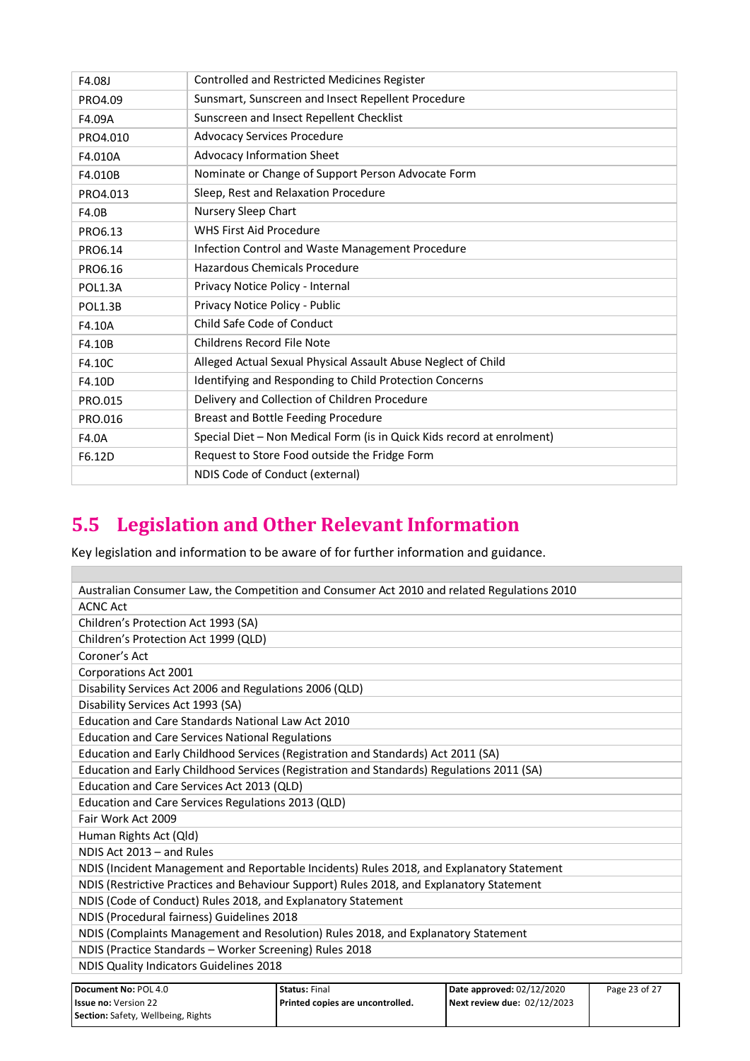| | |
|---|---|
| F4.08J | Controlled and Restricted Medicines Register |
| PRO4.09 | Sunsmart, Sunscreen and Insect Repellent Procedure |
| F4.09A | Sunscreen and Insect Repellent Checklist |
| PRO4.010 | Advocacy Services Procedure |
| F4.010A | Advocacy Information Sheet |
| F4.010B | Nominate or Change of Support Person Advocate Form |
| PRO4.013 | Sleep, Rest and Relaxation Procedure |
| F4.0B | Nursery Sleep Chart |
| PRO6.13 | WHS First Aid Procedure |
| PRO6.14 | Infection Control and Waste Management Procedure |
| PRO6.16 | Hazardous Chemicals Procedure |
| POL1.3A | Privacy Notice Policy - Internal |
| POL1.3B | Privacy Notice Policy - Public |
| F4.10A | Child Safe Code of Conduct |
| F4.10B | Childrens Record File Note |
| F4.10C | Alleged Actual Sexual Physical Assault Abuse Neglect of Child |
| F4.10D | Identifying and Responding to Child Protection Concerns |
| PRO.015 | Delivery and Collection of Children Procedure |
| PRO.016 | Breast and Bottle Feeding Procedure |
| F4.0A | Special Diet – Non Medical Form (is in Quick Kids record at enrolment) |
| F6.12D | Request to Store Food outside the Fridge Form |
| | NDIS Code of Conduct (external) |

## 5.5 Legislation and Other Relevant Information

Key legislation and information to be aware of for further information and guidance.

| |
|---|
| Australian Consumer Law, the Competition and Consumer Act 2010 and related Regulations 2010 |
| ACNC Act |
| Children's Protection Act 1993 (SA) |
| Children's Protection Act 1999 (QLD) |
| Coroner's Act |
| Corporations Act 2001 |
| Disability Services Act 2006 and Regulations 2006 (QLD) |
| Disability Services Act 1993 (SA) |
| Education and Care Standards National Law Act 2010 |
| Education and Care Services National Regulations |
| Education and Early Childhood Services (Registration and Standards) Act 2011 (SA) |
| Education and Early Childhood Services (Registration and Standards) Regulations 2011 (SA) |
| Education and Care Services Act 2013 (QLD) |
| Education and Care Services Regulations 2013 (QLD) |
| Fair Work Act 2009 |
| Human Rights Act (Qld) |
| NDIS Act 2013 – and Rules |
| NDIS (Incident Management and Reportable Incidents) Rules 2018, and Explanatory Statement |
| NDIS (Restrictive Practices and Behaviour Support) Rules 2018, and Explanatory Statement |
| NDIS (Code of Conduct) Rules 2018, and Explanatory Statement |
| NDIS (Procedural fairness) Guidelines 2018 |
| NDIS (Complaints Management and Resolution) Rules 2018, and Explanatory Statement |
| NDIS (Practice Standards – Worker Screening) Rules 2018 |
| NDIS Quality Indicators Guidelines 2018 |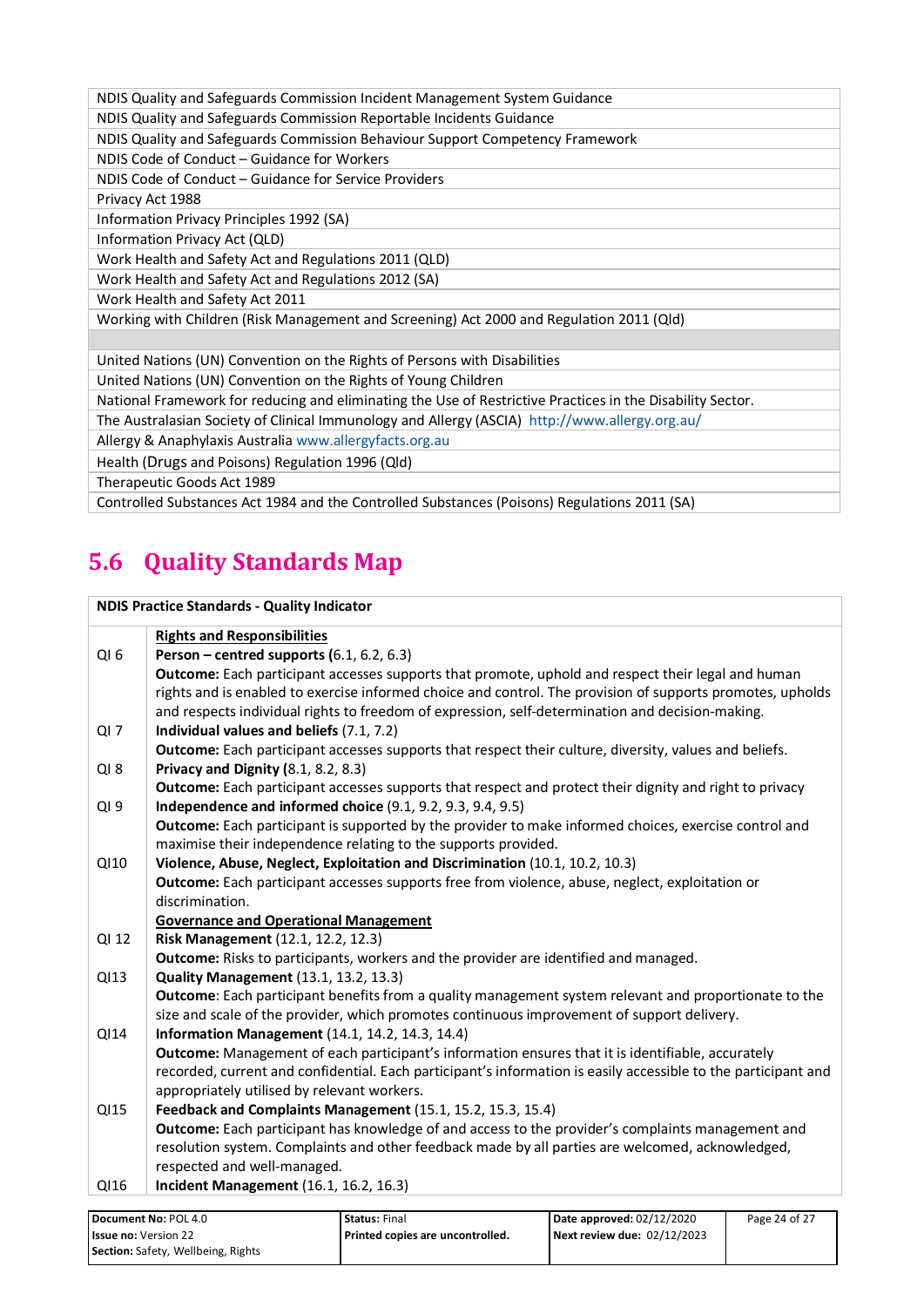| NDIS Quality and Safeguards Commission Incident Management System Guidance |
|---|
| NDIS Quality and Safeguards Commission Reportable Incidents Guidance |
| NDIS Quality and Safeguards Commission Behaviour Support Competency Framework |
| NDIS Code of Conduct – Guidance for Workers |
| NDIS Code of Conduct – Guidance for Service Providers |
| Privacy Act 1988 |
| Information Privacy Principles 1992 (SA) |
| Information Privacy Act (QLD) |
| Work Health and Safety Act and Regulations 2011 (QLD) |
| Work Health and Safety Act and Regulations 2012 (SA) |
| Work Health and Safety Act 2011 |
| Working with Children (Risk Management and Screening) Act 2000 and Regulation 2011 (Qld) |
| |
| United Nations (UN) Convention on the Rights of Persons with Disabilities |
| United Nations (UN) Convention on the Rights of Young Children |
| National Framework for reducing and eliminating the Use of Restrictive Practices in the Disability Sector. |
| The Australasian Society of Clinical Immunology and Allergy (ASCIA) http://www.allergy.org.au/ |
| Allergy & Anaphylaxis Australia www.allergyfacts.org.au |
| Health (Drugs and Poisons) Regulation 1996 (Qld) |
| Therapeutic Goods Act 1989 |
| Controlled Substances Act 1984 and the Controlled Substances (Poisons) Regulations 2011 (SA) |

## 5.6 Quality Standards Map

| NDIS Practice Standards - Quality Indicator | |
|---|---|
| | **Rights and Responsibilities** |
| QI 6 | **Person – centred supports (**6.1, 6.2, 6.3)<br>**Outcome:** Each participant accesses supports that promote, uphold and respect their legal and human rights and is enabled to exercise informed choice and control. The provision of supports promotes, upholds and respects individual rights to freedom of expression, self-determination and decision-making. |
| QI 7 | **Individual values and beliefs** (7.1, 7.2)<br>**Outcome:** Each participant accesses supports that respect their culture, diversity, values and beliefs. |
| QI 8 | **Privacy and Dignity (**8.1, 8.2, 8.3)<br>**Outcome:** Each participant accesses supports that respect and protect their dignity and right to privacy |
| QI 9 | **Independence and informed choice** (9.1, 9.2, 9.3, 9.4, 9.5)<br>**Outcome:** Each participant is supported by the provider to make informed choices, exercise control and maximise their independence relating to the supports provided. |
| QI10 | **Violence, Abuse, Neglect, Exploitation and Discrimination** (10.1, 10.2, 10.3)<br>**Outcome:** Each participant accesses supports free from violence, abuse, neglect, exploitation or discrimination. |
| | **Governance and Operational Management** |
| QI 12 | **Risk Management** (12.1, 12.2, 12.3)<br>**Outcome:** Risks to participants, workers and the provider are identified and managed. |
| QI13 | **Quality Management** (13.1, 13.2, 13.3)<br>**Outcome**: Each participant benefits from a quality management system relevant and proportionate to the size and scale of the provider, which promotes continuous improvement of support delivery. |
| QI14 | **Information Management** (14.1, 14.2, 14.3, 14.4)<br>**Outcome:** Management of each participant's information ensures that it is identifiable, accurately recorded, current and confidential. Each participant's information is easily accessible to the participant and appropriately utilised by relevant workers. |
| QI15 | **Feedback and Complaints Management** (15.1, 15.2, 15.3, 15.4)<br>**Outcome:** Each participant has knowledge of and access to the provider's complaints management and resolution system. Complaints and other feedback made by all parties are welcomed, acknowledged, respected and well-managed. |
| QI16 | **Incident Management** (16.1, 16.2, 16.3) |

| **Document No:** POL 4.0<br>**Issue no:** Version 22<br>**Section:** Safety, Wellbeing, Rights | **Status:** Final<br>**Printed copies are uncontrolled.** | **Date approved:** 02/12/2020<br>**Next review due:** 02/12/2023 |
|---|---|---|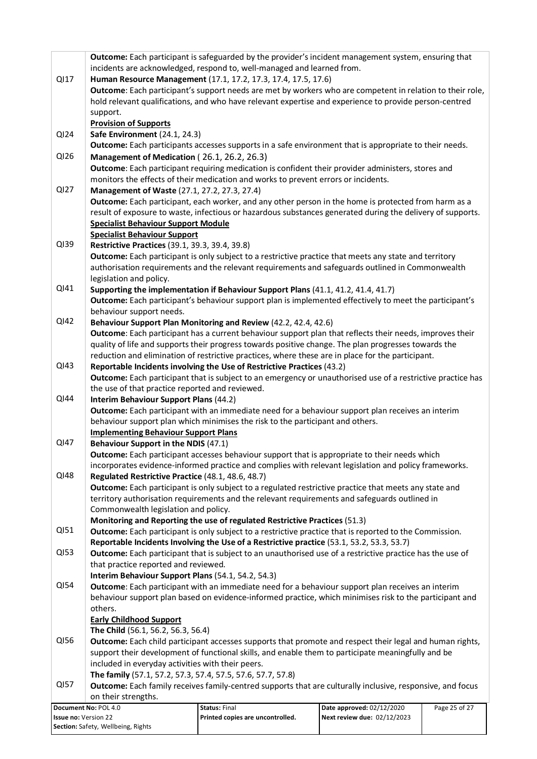| | |
|---|---|
| | **Outcome:** Each participant is safeguarded by the provider's incident management system, ensuring that incidents are acknowledged, respond to, well-managed and learned from. |
| QI17 | **Human Resource Management** (17.1, 17.2, 17.3, 17.4, 17.5, 17.6)<br>**Outcome**: Each participant's support needs are met by workers who are competent in relation to their role, hold relevant qualifications, and who have relevant expertise and experience to provide person-centred support. |
| | **<u>Provision of Supports</u>** |
| QI24 | **Safe Environment** (24.1, 24.3)<br>**Outcome:** Each participants accesses supports in a safe environment that is appropriate to their needs. |
| QI26 | **Management of Medication** ( 26.1, 26.2, 26.3)<br>**Outcome**: Each participant requiring medication is confident their provider administers, stores and monitors the effects of their medication and works to prevent errors or incidents. |
| QI27 | **Management of Waste** (27.1, 27.2, 27.3, 27.4)<br>**Outcome:** Each participant, each worker, and any other person in the home is protected from harm as a result of exposure to waste, infectious or hazardous substances generated during the delivery of supports. |
| | **<u>Specialist Behaviour Support Module</u>**<br>**<u>Specialist Behaviour Support</u>** |
| QI39 | **Restrictive Practices** (39.1, 39.3, 39.4, 39.8)<br>**Outcome:** Each participant is only subject to a restrictive practice that meets any state and territory authorisation requirements and the relevant requirements and safeguards outlined in Commonwealth legislation and policy. |
| QI41 | **Supporting the implementation if Behaviour Support Plans** (41.1, 41.2, 41.4, 41.7)<br>**Outcome:** Each participant's behaviour support plan is implemented effectively to meet the participant's behaviour support needs. |
| QI42 | **Behaviour Support Plan Monitoring and Review** (42.2, 42.4, 42.6)<br>**Outcome**: Each participant has a current behaviour support plan that reflects their needs, improves their quality of life and supports their progress towards positive change. The plan progresses towards the reduction and elimination of restrictive practices, where these are in place for the participant. |
| QI43 | **Reportable Incidents involving the Use of Restrictive Practices** (43.2)<br>**Outcome:** Each participant that is subject to an emergency or unauthorised use of a restrictive practice has the use of that practice reported and reviewed. |
| QI44 | **Interim Behaviour Support Plans** (44.2)<br>**Outcome:** Each participant with an immediate need for a behaviour support plan receives an interim behaviour support plan which minimises the risk to the participant and others. |
| | **<u>Implementing Behaviour Support Plans</u>** |
| QI47 | **Behaviour Support in the NDIS** (47.1)<br>**Outcome:** Each participant accesses behaviour support that is appropriate to their needs which incorporates evidence-informed practice and complies with relevant legislation and policy frameworks. |
| QI48 | **Regulated Restrictive Practice** (48.1, 48.6, 48.7)<br>**Outcome:** Each participant is only subject to a regulated restrictive practice that meets any state and territory authorisation requirements and the relevant requirements and safeguards outlined in Commonwealth legislation and policy. |
| QI51 | **Monitoring and Reporting the use of regulated Restrictive Practices** (51.3)<br>**Outcome:** Each participant is only subject to a restrictive practice that is reported to the Commission. |
| QI53 | **Reportable Incidents Involving the Use of a Restrictive practice** (53.1, 53.2, 53.3, 53.7)<br>**Outcome:** Each participant that is subject to an unauthorised use of a restrictive practice has the use of that practice reported and reviewed. |
| QI54 | **Interim Behaviour Support Plans** (54.1, 54.2, 54.3)<br>**Outcome**: Each participant with an immediate need for a behaviour support plan receives an interim behaviour support plan based on evidence-informed practice, which minimises risk to the participant and others. |
| | **<u>Early Childhood Support</u>** |
| QI56 | **The Child** (56.1, 56.2, 56.3, 56.4)<br>**Outcome:** Each child participant accesses supports that promote and respect their legal and human rights, support their development of functional skills, and enable them to participate meaningfully and be included in everyday activities with their peers. |
| QI57 | **The family** (57.1, 57.2, 57.3, 57.4, 57.5, 57.6, 57.7, 57.8)<br>**Outcome:** Each family receives family-centred supports that are culturally inclusive, responsive, and focus on their strengths. |

| Document No: POL 4.0 | Status: Final | Date approved: 02/12/2020 |
|---|---|---|
| Issue no: Version 22 | Printed copies are uncontrolled. | Next review due: 02/12/2023 |
| Section: Safety, Wellbeing, Rights | | |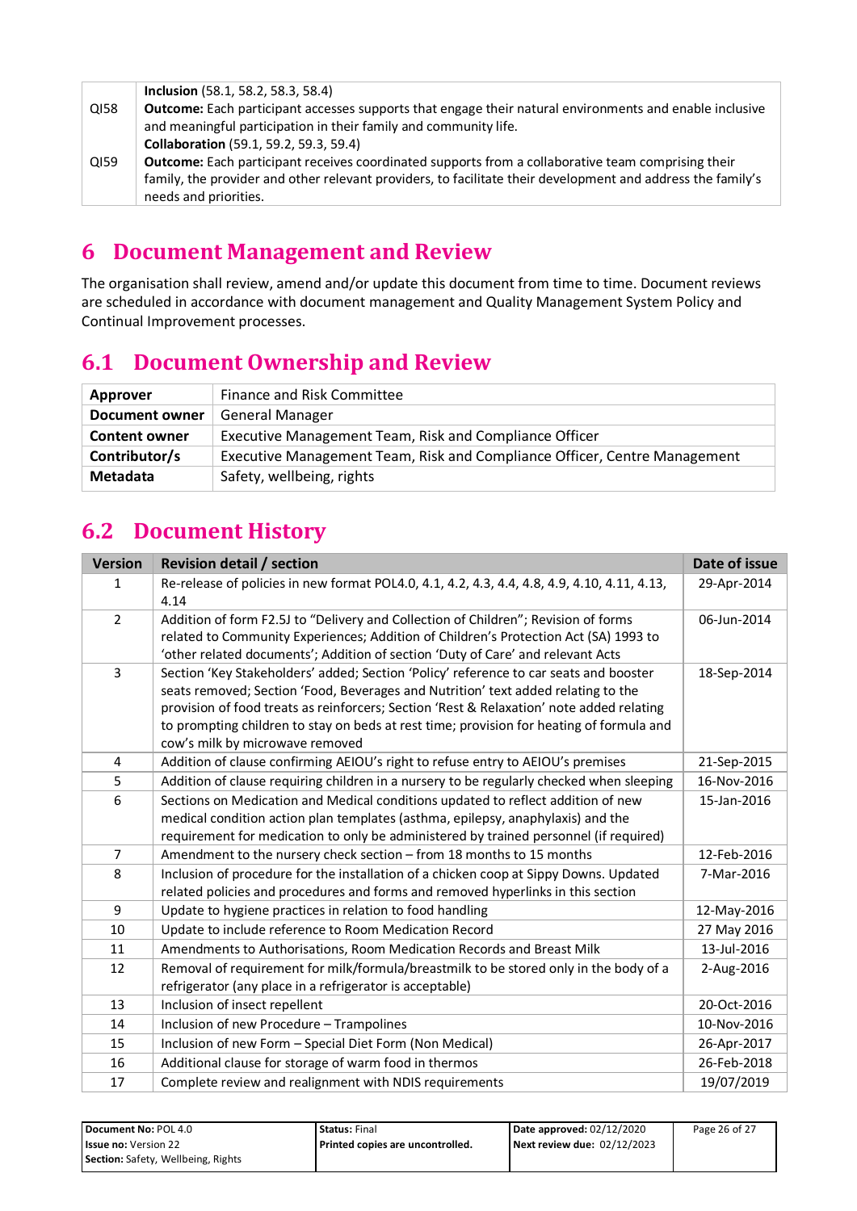| | |
|---|---|
| QI58 | **Inclusion** (58.1, 58.2, 58.3, 58.4)<br>**Outcome:** Each participant accesses supports that engage their natural environments and enable inclusive and meaningful participation in their family and community life. |
| QI59 | **Collaboration** (59.1, 59.2, 59.3, 59.4)<br>**Outcome:** Each participant receives coordinated supports from a collaborative team comprising their family, the provider and other relevant providers, to facilitate their development and address the family's needs and priorities. |

# 6 Document Management and Review

The organisation shall review, amend and/or update this document from time to time. Document reviews are scheduled in accordance with document management and Quality Management System Policy and Continual Improvement processes.

## 6.1 Document Ownership and Review

| | |
|---|---|
| **Approver** | Finance and Risk Committee |
| **Document owner** | General Manager |
| **Content owner** | Executive Management Team, Risk and Compliance Officer |
| **Contributor/s** | Executive Management Team, Risk and Compliance Officer, Centre Management |
| **Metadata** | Safety, wellbeing, rights |

## 6.2 Document History

| Version | Revision detail / section | Date of issue |
|---|---|---|
| 1 | Re-release of policies in new format POL4.0, 4.1, 4.2, 4.3, 4.4, 4.8, 4.9, 4.10, 4.11, 4.13, 4.14 | 29-Apr-2014 |
| 2 | Addition of form F2.5J to "Delivery and Collection of Children"; Revision of forms related to Community Experiences; Addition of Children's Protection Act (SA) 1993 to 'other related documents'; Addition of section 'Duty of Care' and relevant Acts | 06-Jun-2014 |
| 3 | Section 'Key Stakeholders' added; Section 'Policy' reference to car seats and booster seats removed; Section 'Food, Beverages and Nutrition' text added relating to the provision of food treats as reinforcers; Section 'Rest & Relaxation' note added relating to prompting children to stay on beds at rest time; provision for heating of formula and cow's milk by microwave removed | 18-Sep-2014 |
| 4 | Addition of clause confirming AEIOU's right to refuse entry to AEIOU's premises | 21-Sep-2015 |
| 5 | Addition of clause requiring children in a nursery to be regularly checked when sleeping | 16-Nov-2016 |
| 6 | Sections on Medication and Medical conditions updated to reflect addition of new medical condition action plan templates (asthma, epilepsy, anaphylaxis) and the requirement for medication to only be administered by trained personnel (if required) | 15-Jan-2016 |
| 7 | Amendment to the nursery check section – from 18 months to 15 months | 12-Feb-2016 |
| 8 | Inclusion of procedure for the installation of a chicken coop at Sippy Downs. Updated related policies and procedures and forms and removed hyperlinks in this section | 7-Mar-2016 |
| 9 | Update to hygiene practices in relation to food handling | 12-May-2016 |
| 10 | Update to include reference to Room Medication Record | 27 May 2016 |
| 11 | Amendments to Authorisations, Room Medication Records and Breast Milk | 13-Jul-2016 |
| 12 | Removal of requirement for milk/formula/breastmilk to be stored only in the body of a refrigerator (any place in a refrigerator is acceptable) | 2-Aug-2016 |
| 13 | Inclusion of insect repellent | 20-Oct-2016 |
| 14 | Inclusion of new Procedure – Trampolines | 10-Nov-2016 |
| 15 | Inclusion of new Form – Special Diet Form (Non Medical) | 26-Apr-2017 |
| 16 | Additional clause for storage of warm food in thermos | 26-Feb-2018 |
| 17 | Complete review and realignment with NDIS requirements | 19/07/2019 |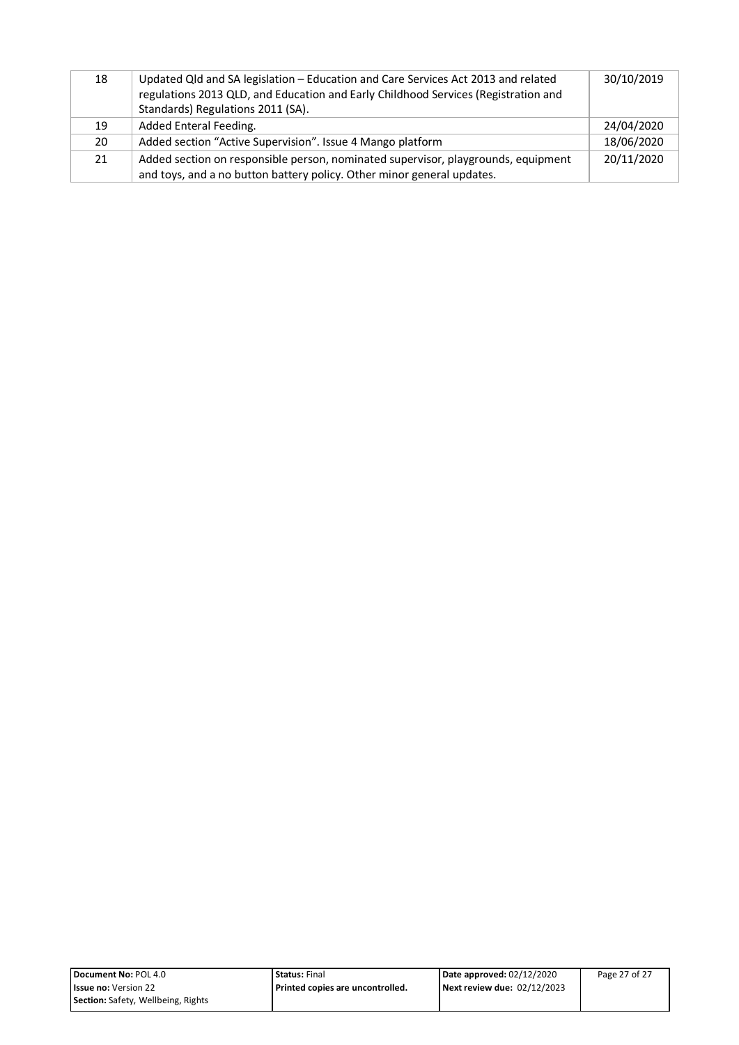| | | |
|---|---|---|
| 18 | Updated Qld and SA legislation – Education and Care Services Act 2013 and related regulations 2013 QLD, and Education and Early Childhood Services (Registration and Standards) Regulations 2011 (SA). | 30/10/2019 |
| 19 | Added Enteral Feeding. | 24/04/2020 |
| 20 | Added section "Active Supervision". Issue 4 Mango platform | 18/06/2020 |
| 21 | Added section on responsible person, nominated supervisor, playgrounds, equipment and toys, and a no button battery policy. Other minor general updates. | 20/11/2020 |